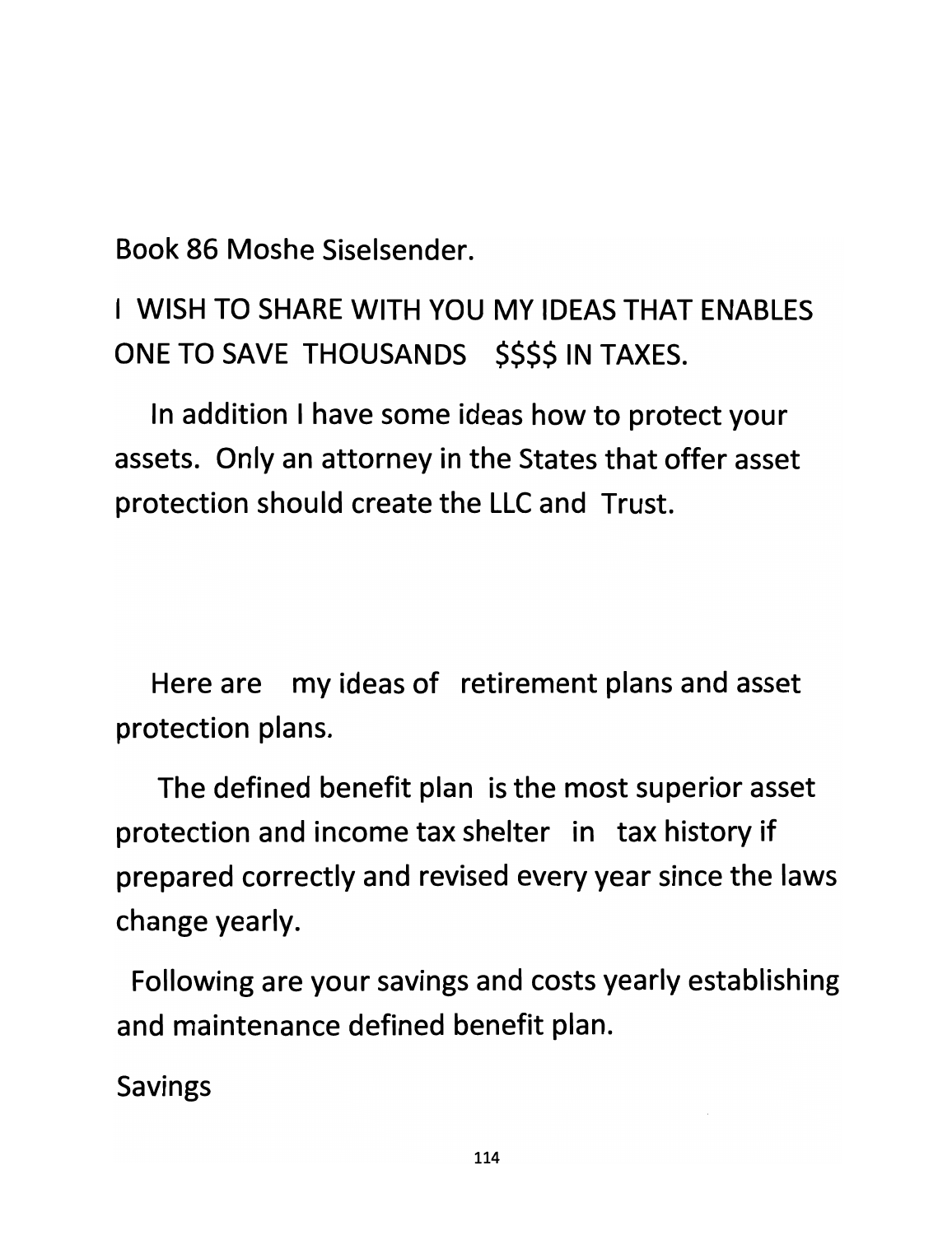Book 86 Moshe Siselsender.

I WISH TO SHARE WITH YOU MY IDEAS THAT ENABLES ONE TO SAVE THOUSANDS $$$$ IN TAXES.

In addition I have some ideas how to protect your assets. Only an attorney in the States that offer asset protection should create the LLC and Trust.

Here are my ideas of retirement plans and asset protection plans.

The defined benefit plan is the most superior asset protection and income tax shelter in tax history if prepared correctly and revised every year since the laws change yearly.

Following are your savings and costs yearly establishing and maintenance defined benefit plan.

Savings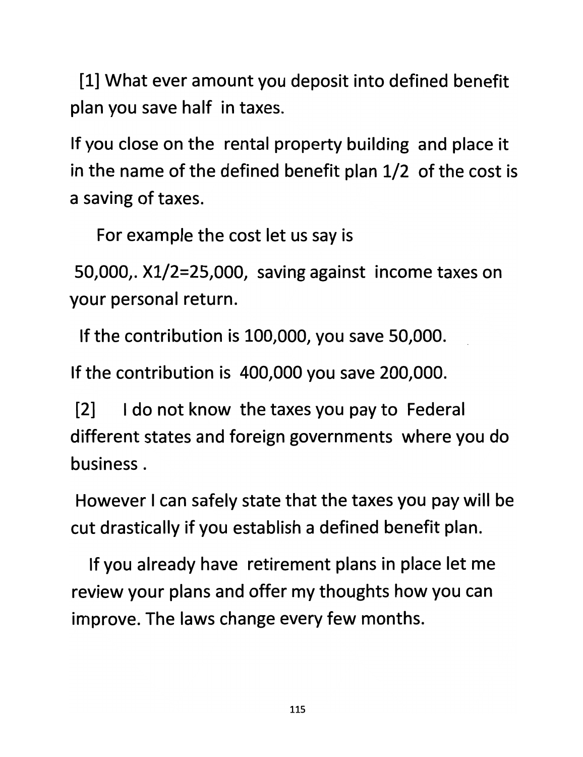[1] What ever amount you deposit into defined benefit plan you save half in taxes.

If you close on the rental property building and place it in the name of the defined benefit plan 1/2 of the cost is a saving of taxes.

For example the cost let us say is

50,000,. X1/2=25,000, saving against income taxes on your personal return.

If the contribution is 100,000, you save 50,000.

If the contribution is 400,000 you save 200,000.

[2] I do not know the taxes you pay to Federal different states and foreign governments where you do business .

However I can safely state that the taxes you pay will be cut drastically if you establish a defined benefit plan.

If you already have retirement plans in place let me review your plans and offer my thoughts how you can improve. The laws change every few months.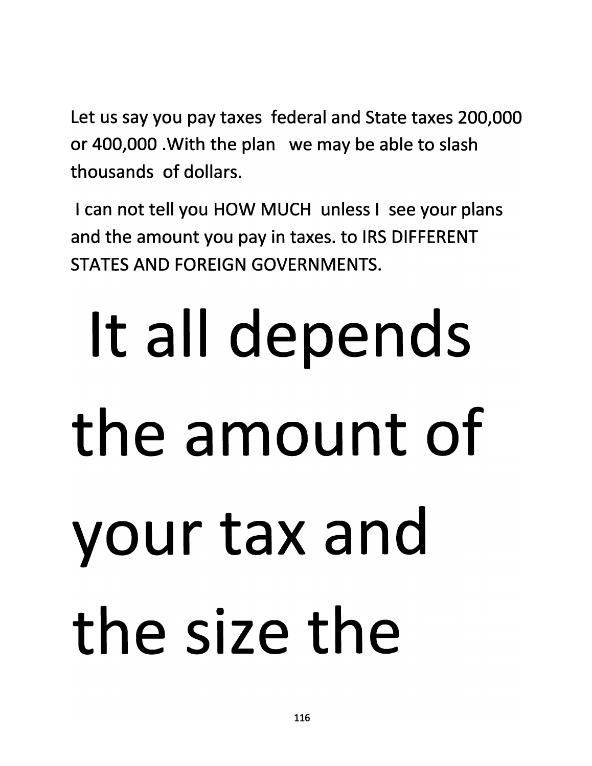Let us say you pay taxes federal and State taxes 200,000 or 400,000 .With the plan we may be able to slash thousands of dollars.

I can not tell you HOW MUCH unless I see your plans and the amount you pay in taxes. to IRS DIFFERENT STATES AND FOREIGN GOVERNMENTS.

# It all depends the amount of your tax and the size the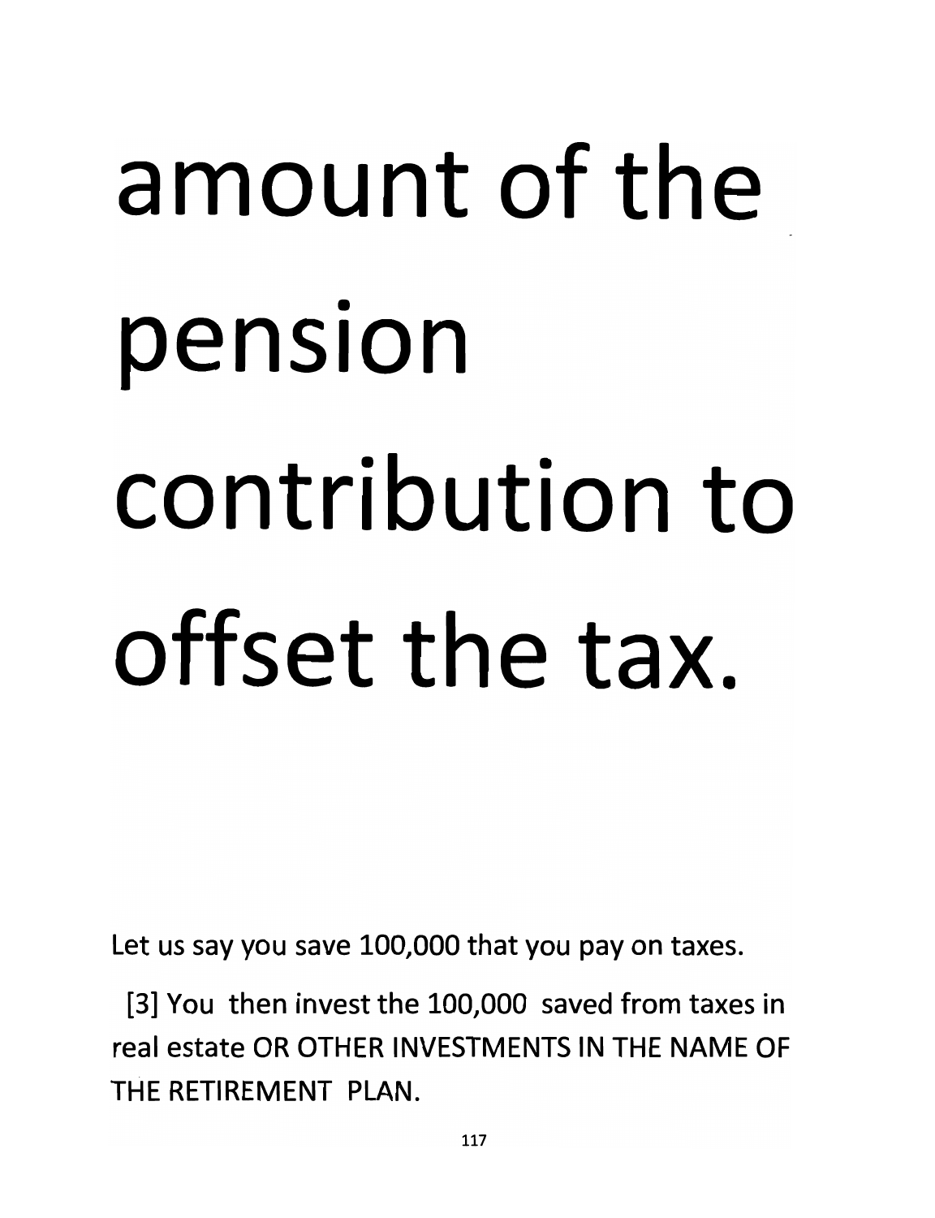# amount of the pension contribution to offset the tax.

Let us say you save 100,000 that you pay on taxes.

[3] You then invest the 100,000 saved from taxes in real estate OR OTHER INVESTMENTS IN THE NAME OF THE RETIREMENT PLAN.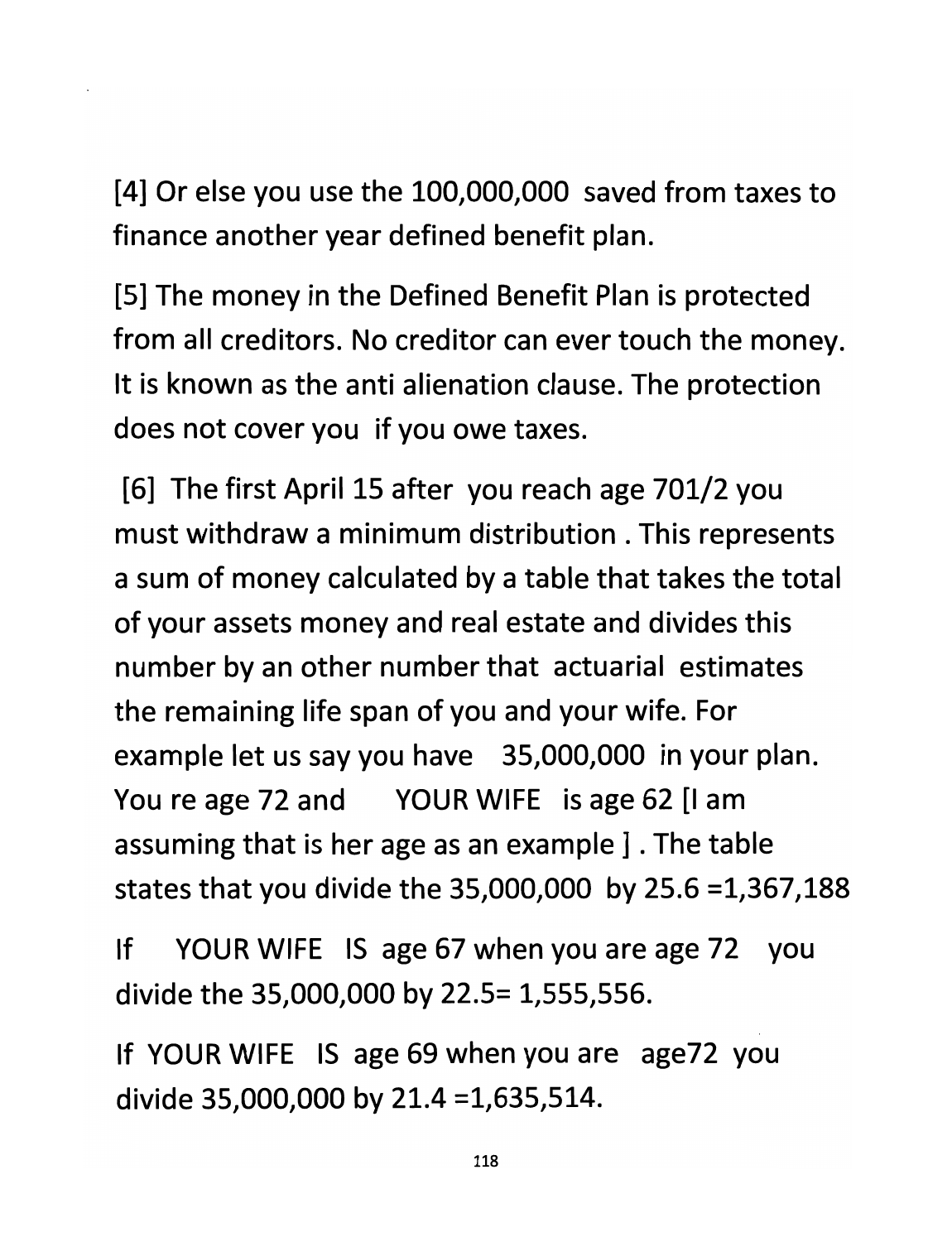[4] Or else you use the 100,000,000 saved from taxes to finance another year defined benefit plan.

[5] The money in the Defined Benefit Plan is protected from all creditors. No creditor can ever touch the money. It is known as the anti alienation clause. The protection does not cover you if you owe taxes.

[6] The first April 15 after you reach age 701/2 you must withdraw a minimum distribution . This represents a sum of money calculated by a table that takes the total of your assets money and real estate and divides this number by an other number that actuarial estimates the remaining life span of you and your wife. For example let us say you have 35,000,000 in your plan. You re age 72 and YOUR WIFE is age 62 [I am assuming that is her age as an example ] . The table states that you divide the 35,000,000 by 25.6 =1,367,188

If YOUR WIFE IS age 67 when you are age 72 you divide the 35,000,000 by 22.5= 1,555,556.

If YOUR WIFE IS age 69 when you are age72 you divide 35,000,000 by 21.4 =1,635,514.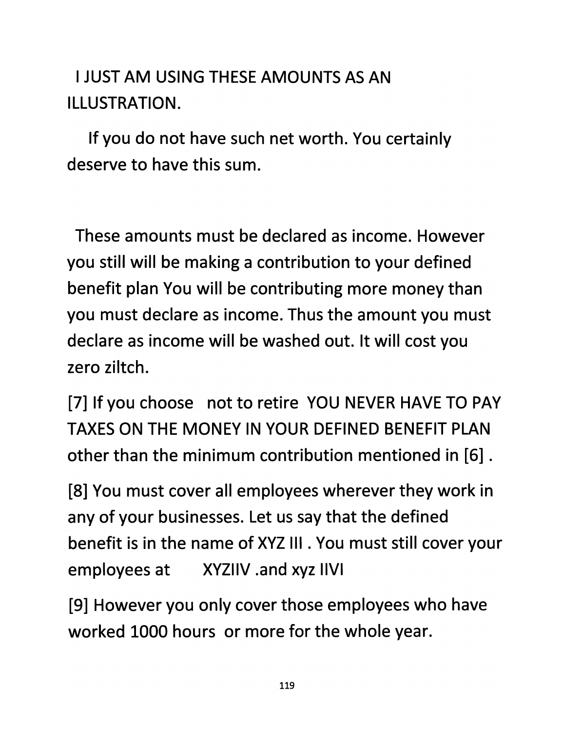I JUST AM USING THESE AMOUNTS AS AN ILLUSTRATION.

If you do not have such net worth. You certainly deserve to have this sum.

These amounts must be declared as income. However you still will be making a contribution to your defined benefit plan You will be contributing more money than you must declare as income. Thus the amount you must declare as income will be washed out. It will cost you zero ziltch.

[7] If you choose not to retire YOU NEVER HAVE TO PAY TAXES ON THE MONEY IN YOUR DEFINED BENEFIT PLAN other than the minimum contribution mentioned in [6] .

[8] You must cover all employees wherever they work in any of your businesses. Let us say that the defined benefit is in the name of XYZ III . You must still cover your employees at XYZIIV .and xyz IIVI

[9] However you only cover those employees who have worked 1000 hours or more for the whole year.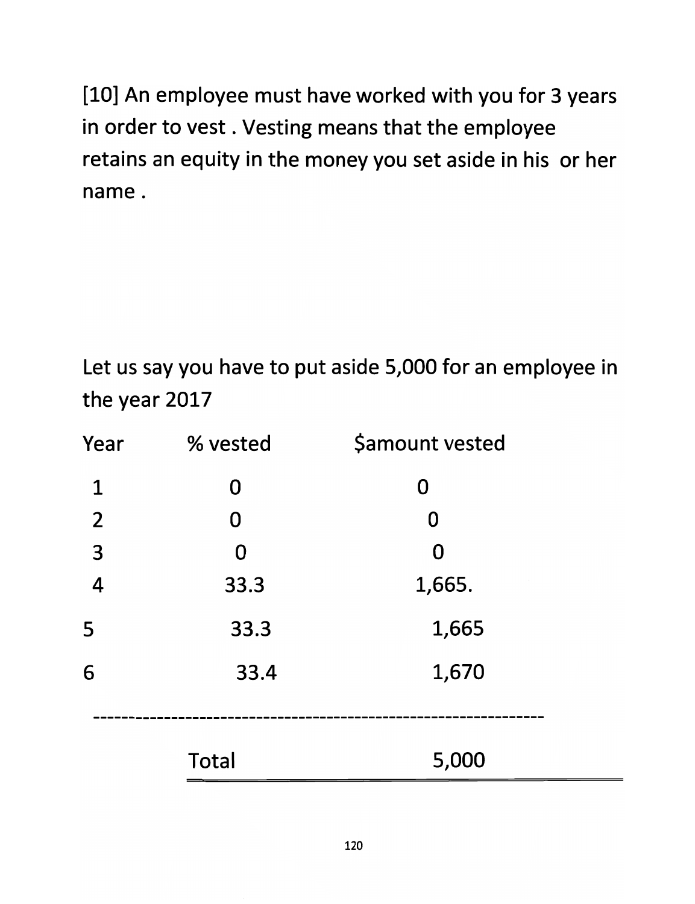[10] An employee must have worked with you for 3 years in order to vest . Vesting means that the employee retains an equity in the money you set aside in his or her name .

Let us say you have to put aside 5,000 for an employee in the year 2017

| Year | % vested | $amount vested |
|---|---|---|
| 1 | 0 | 0 |
| 2 | 0 | 0 |
| 3 | 0 | 0 |
| 4 | 33.3 | 1,665. |
| 5 | 33.3 | 1,665 |
| 6 | 33.4 | 1,670 |
| | Total | 5,000 |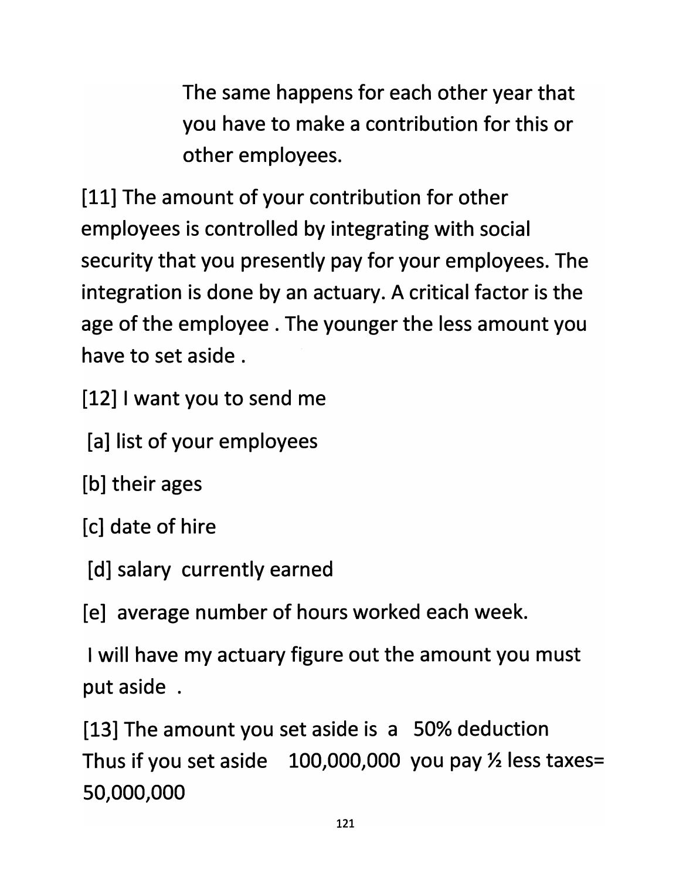The same happens for each other year that you have to make a contribution for this or other employees.

[11] The amount of your contribution for other employees is controlled by integrating with social security that you presently pay for your employees. The integration is done by an actuary. A critical factor is the age of the employee . The younger the less amount you have to set aside .

[12] I want you to send me

[a] list of your employees

[b] their ages

[c] date of hire

[d] salary currently earned

[e] average number of hours worked each week.

I will have my actuary figure out the amount you must put aside .

[13] The amount you set aside is a 50% deduction Thus if you set aside 100,000,000 you pay ½ less taxes= 50,000,000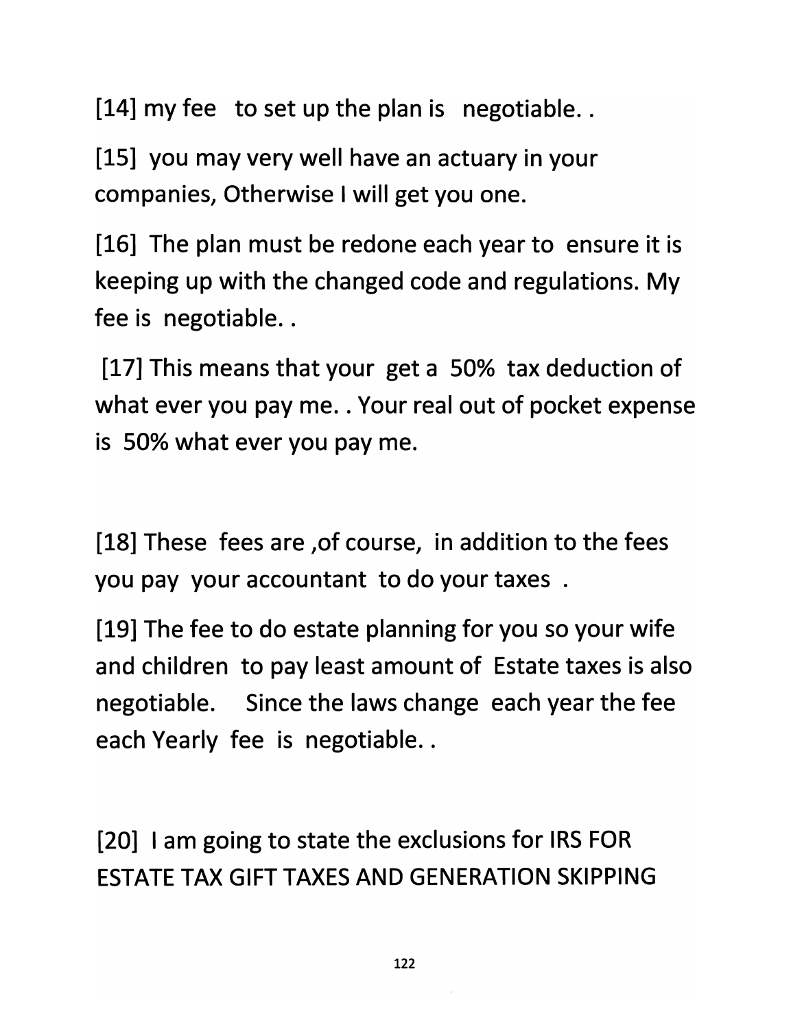[14] my fee to set up the plan is negotiable. .

[15] you may very well have an actuary in your companies, Otherwise I will get you one.

[16] The plan must be redone each year to ensure it is keeping up with the changed code and regulations. My fee is negotiable. .

[17] This means that your get a 50% tax deduction of what ever you pay me. . Your real out of pocket expense is 50% what ever you pay me.

[18] These fees are ,of course, in addition to the fees you pay your accountant to do your taxes .

[19] The fee to do estate planning for you so your wife and children to pay least amount of Estate taxes is also negotiable. Since the laws change each year the fee each Yearly fee is negotiable. .

[20] I am going to state the exclusions for IRS FOR ESTATE TAX GIFT TAXES AND GENERATION SKIPPING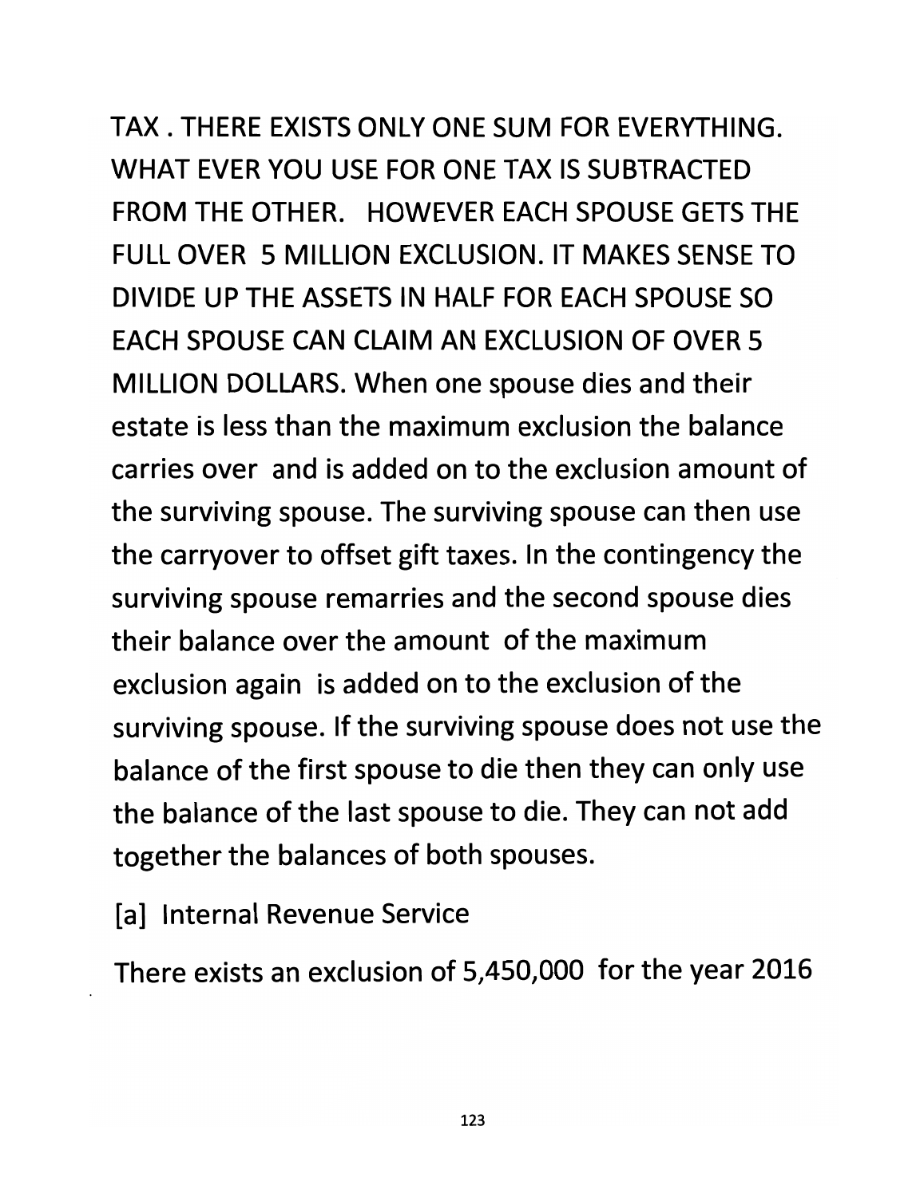TAX . THERE EXISTS ONLY ONE SUM FOR EVERYTHING. WHAT EVER YOU USE FOR ONE TAX IS SUBTRACTED FROM THE OTHER. HOWEVER EACH SPOUSE GETS THE FULL OVER 5 MILLION EXCLUSION. IT MAKES SENSE TO DIVIDE UP THE ASSETS IN HALF FOR EACH SPOUSE SO EACH SPOUSE CAN CLAIM AN EXCLUSION OF OVER 5 MILLION DOLLARS. When one spouse dies and their estate is less than the maximum exclusion the balance carries over and is added on to the exclusion amount of the surviving spouse. The surviving spouse can then use the carryover to offset gift taxes. In the contingency the surviving spouse remarries and the second spouse dies their balance over the amount of the maximum exclusion again is added on to the exclusion of the surviving spouse. If the surviving spouse does not use the balance of the first spouse to die then they can only use the balance of the last spouse to die. They can not add together the balances of both spouses.

[a] Internal Revenue Service

There exists an exclusion of 5,450,000 for the year 2016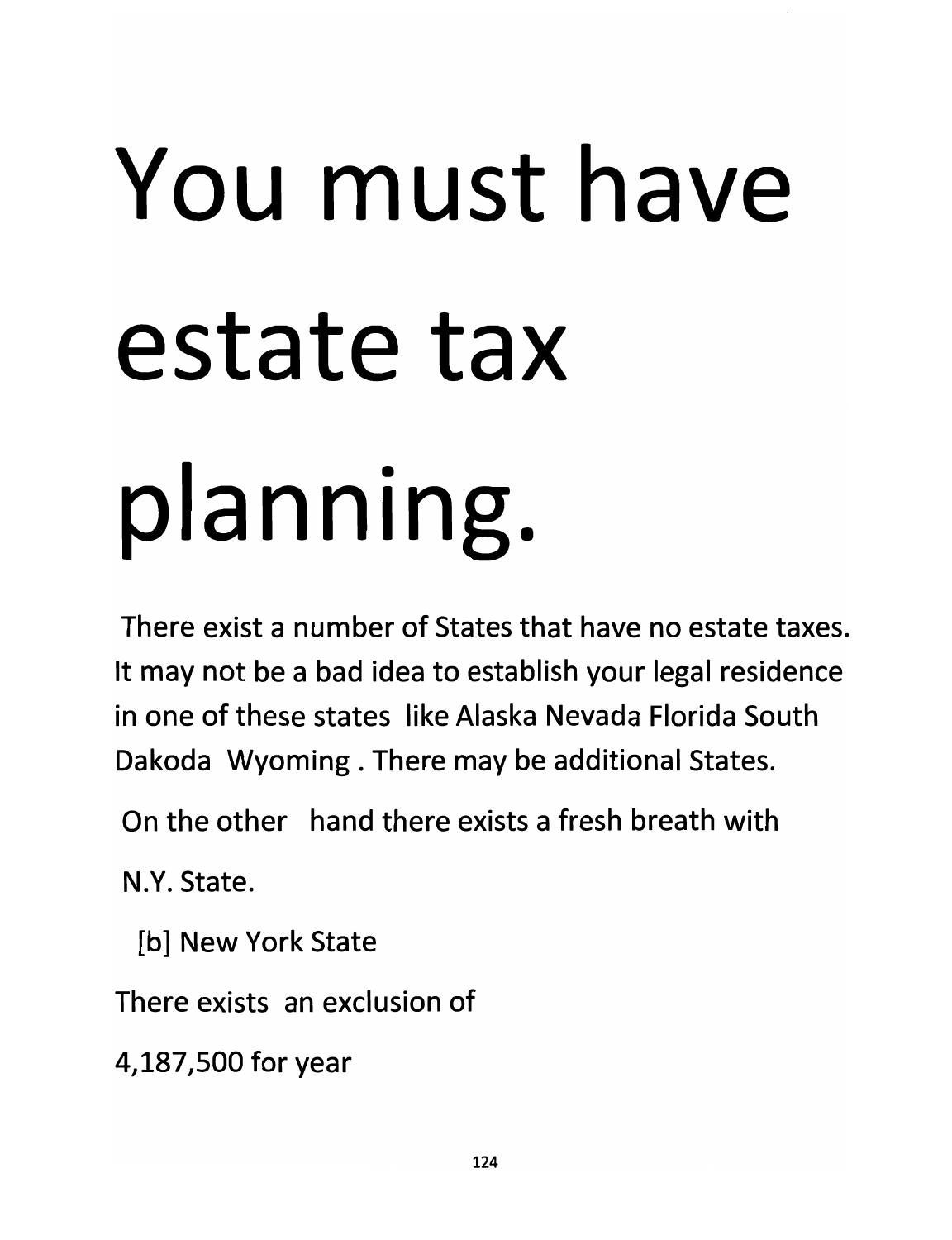# You must have estate tax planning.

There exist a number of States that have no estate taxes. It may not be a bad idea to establish your legal residence in one of these states like Alaska Nevada Florida South Dakoda Wyoming . There may be additional States.

On the other hand there exists a fresh breath with N.Y. State.

[b] New York State

There exists an exclusion of

4,187,500 for year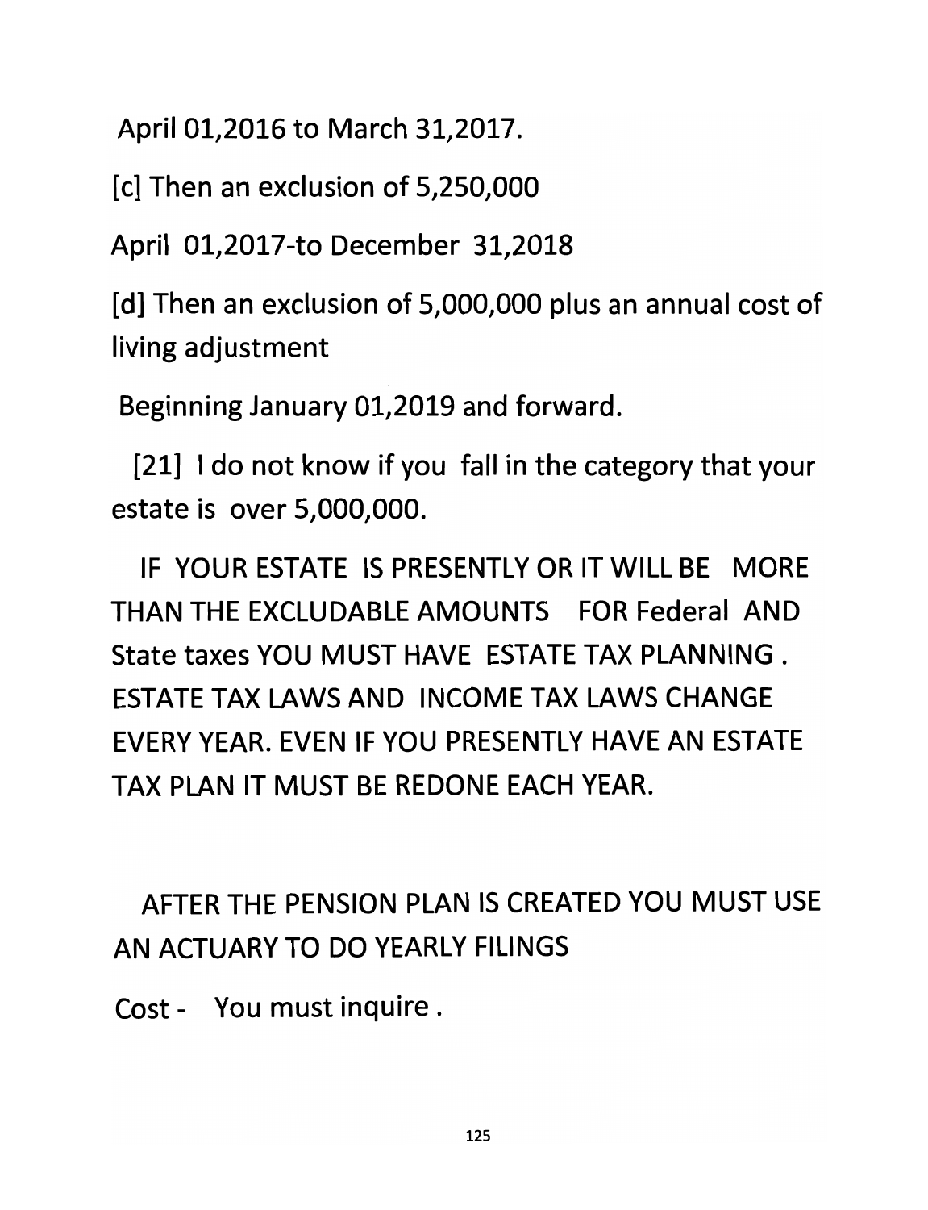April 01,2016 to March 31,2017.

[c] Then an exclusion of 5,250,000

April 01,2017-to December 31,2018

[d] Then an exclusion of 5,000,000 plus an annual cost of living adjustment

Beginning January 01,2019 and forward.

[21] I do not know if you fall in the category that your estate is over 5,000,000.

IF YOUR ESTATE IS PRESENTLY OR IT WILL BE MORE THAN THE EXCLUDABLE AMOUNTS FOR Federal AND State taxes YOU MUST HAVE ESTATE TAX PLANNING . ESTATE TAX LAWS AND INCOME TAX LAWS CHANGE EVERY YEAR. EVEN IF YOU PRESENTLY HAVE AN ESTATE TAX PLAN IT MUST BE REDONE EACH YEAR.

AFTER THE PENSION PLAN IS CREATED YOU MUST USE AN ACTUARY TO DO YEARLY FILINGS

Cost - You must inquire .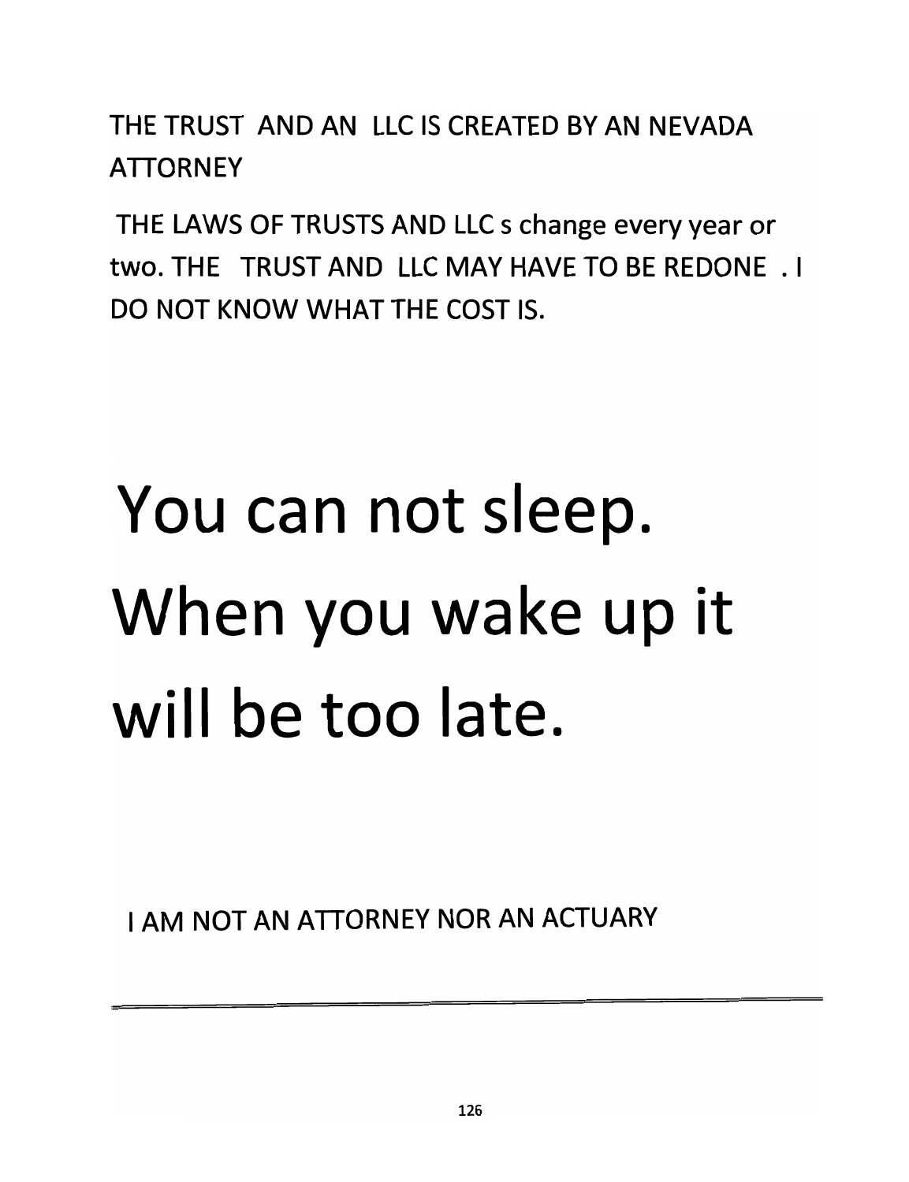THE TRUST AND AN LLC IS CREATED BY AN NEVADA ATTORNEY

THE LAWS OF TRUSTS AND LLC s change every year or two. THE TRUST AND LLC MAY HAVE TO BE REDONE . I DO NOT KNOW WHAT THE COST IS.

# You can not sleep. When you wake up it will be too late.

I AM NOT AN ATTORNEY NOR AN ACTUARY

---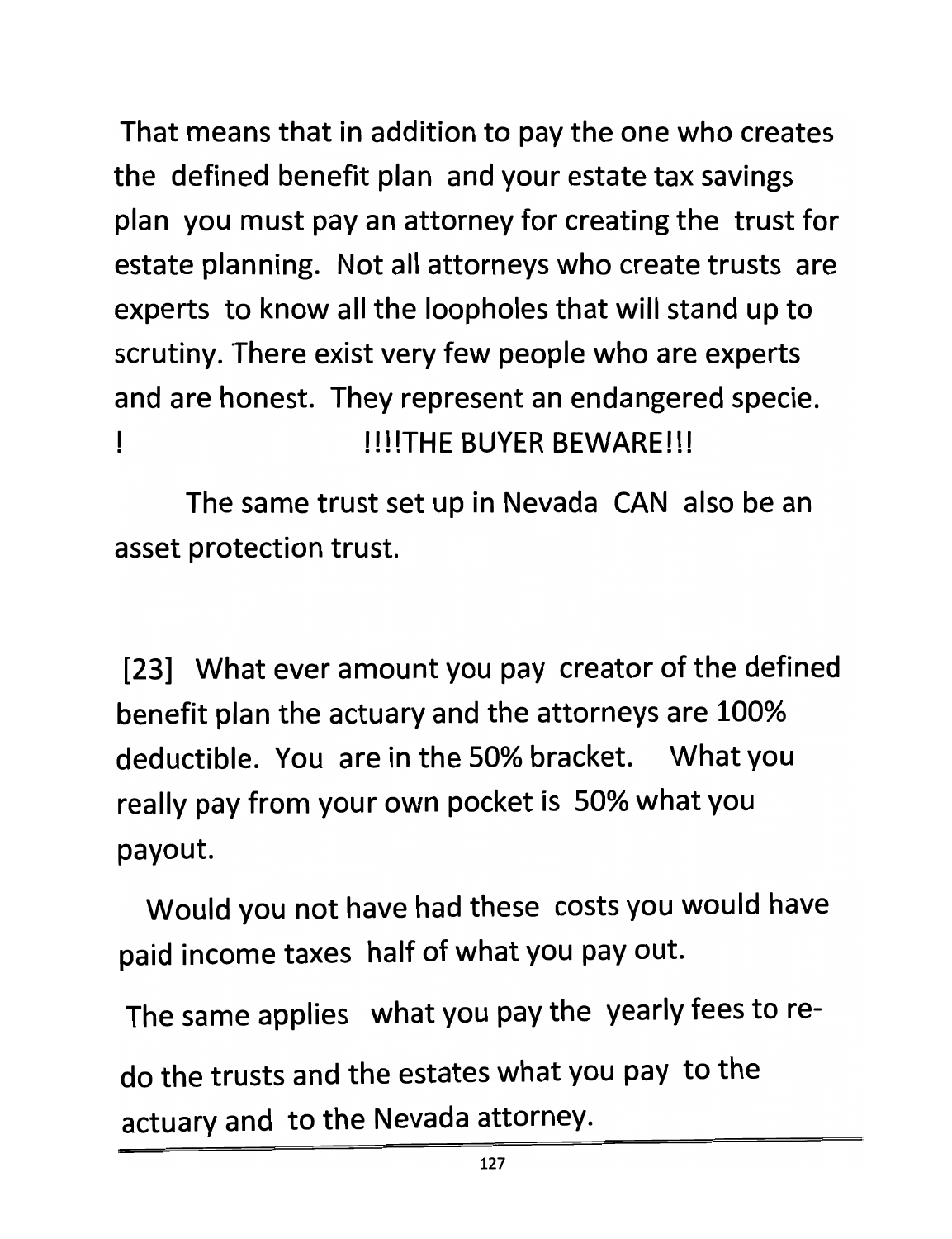That means that in addition to pay the one who creates the defined benefit plan and your estate tax savings plan you must pay an attorney for creating the trust for estate planning. Not all attorneys who create trusts are experts to know all the loopholes that will stand up to scrutiny. There exist very few people who are experts and are honest. They represent an endangered specie.

! !!!!THE BUYER BEWARE!!!

The same trust set up in Nevada CAN also be an asset protection trust.

[23] What ever amount you pay creator of the defined benefit plan the actuary and the attorneys are 100% deductible. You are in the 50% bracket. What you really pay from your own pocket is 50% what you payout.

Would you not have had these costs you would have paid income taxes half of what you pay out.

The same applies what you pay the yearly fees to re-do the trusts and the estates what you pay to the actuary and to the Nevada attorney.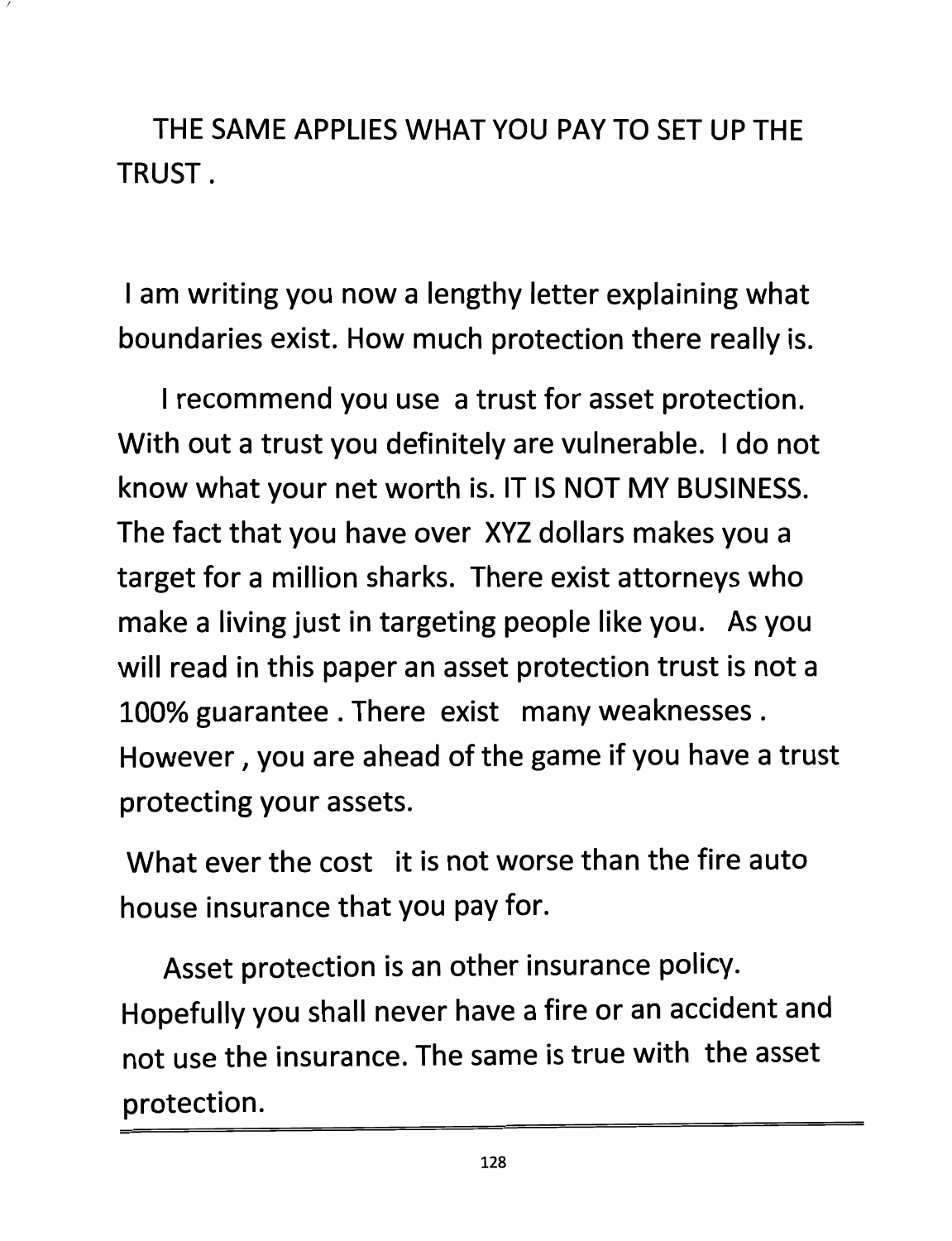THE SAME APPLIES WHAT YOU PAY TO SET UP THE TRUST .

I am writing you now a lengthy letter explaining what boundaries exist. How much protection there really is.

I recommend you use a trust for asset protection. With out a trust you definitely are vulnerable. I do not know what your net worth is. IT IS NOT MY BUSINESS. The fact that you have over XYZ dollars makes you a target for a million sharks. There exist attorneys who make a living just in targeting people like you. As you will read in this paper an asset protection trust is not a 100% guarantee . There exist many weaknesses . However , you are ahead of the game if you have a trust protecting your assets.

What ever the cost it is not worse than the fire auto house insurance that you pay for.

Asset protection is an other insurance policy. Hopefully you shall never have a fire or an accident and not use the insurance. The same is true with the asset protection.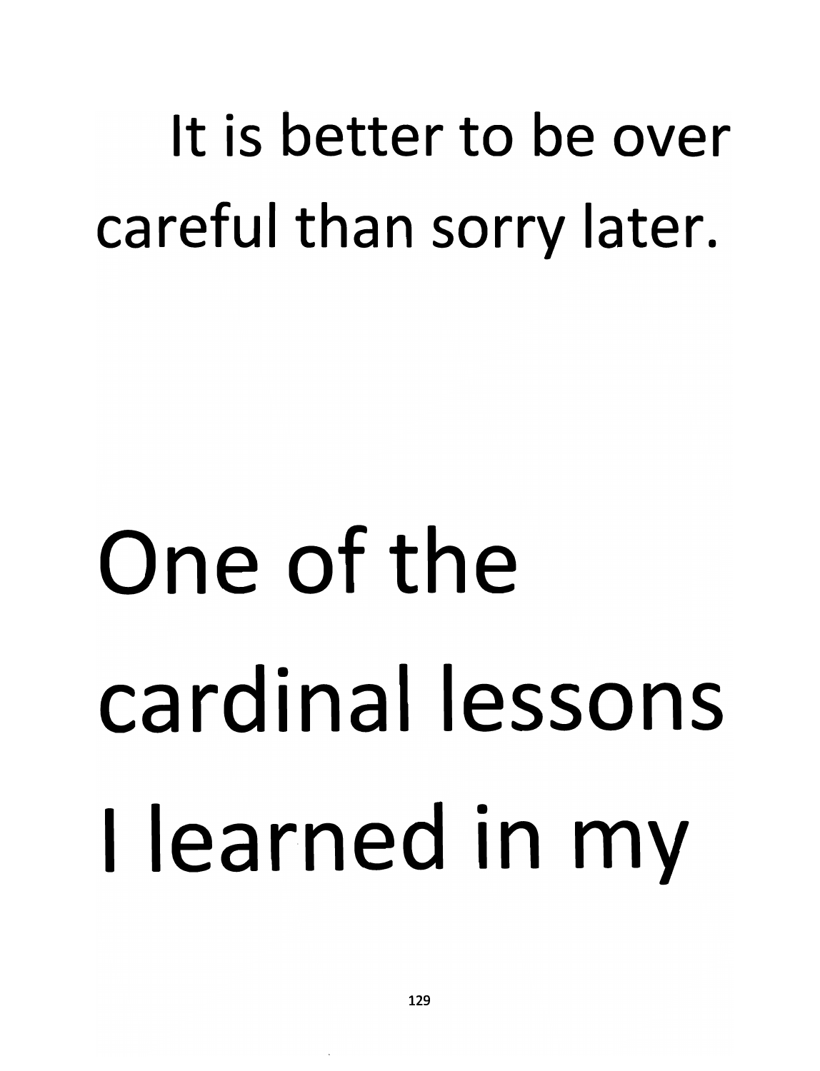It is better to be over careful than sorry later.

One of the cardinal lessons I learned in my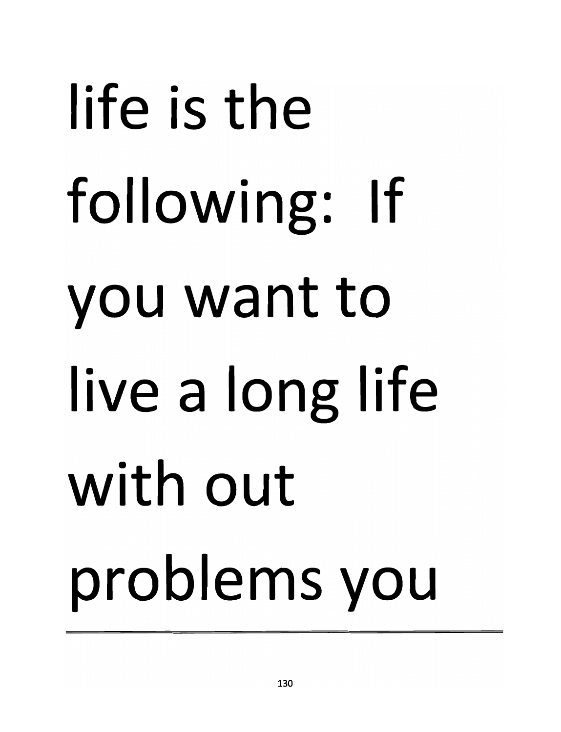life is the following: If you want to live a long life with out problems you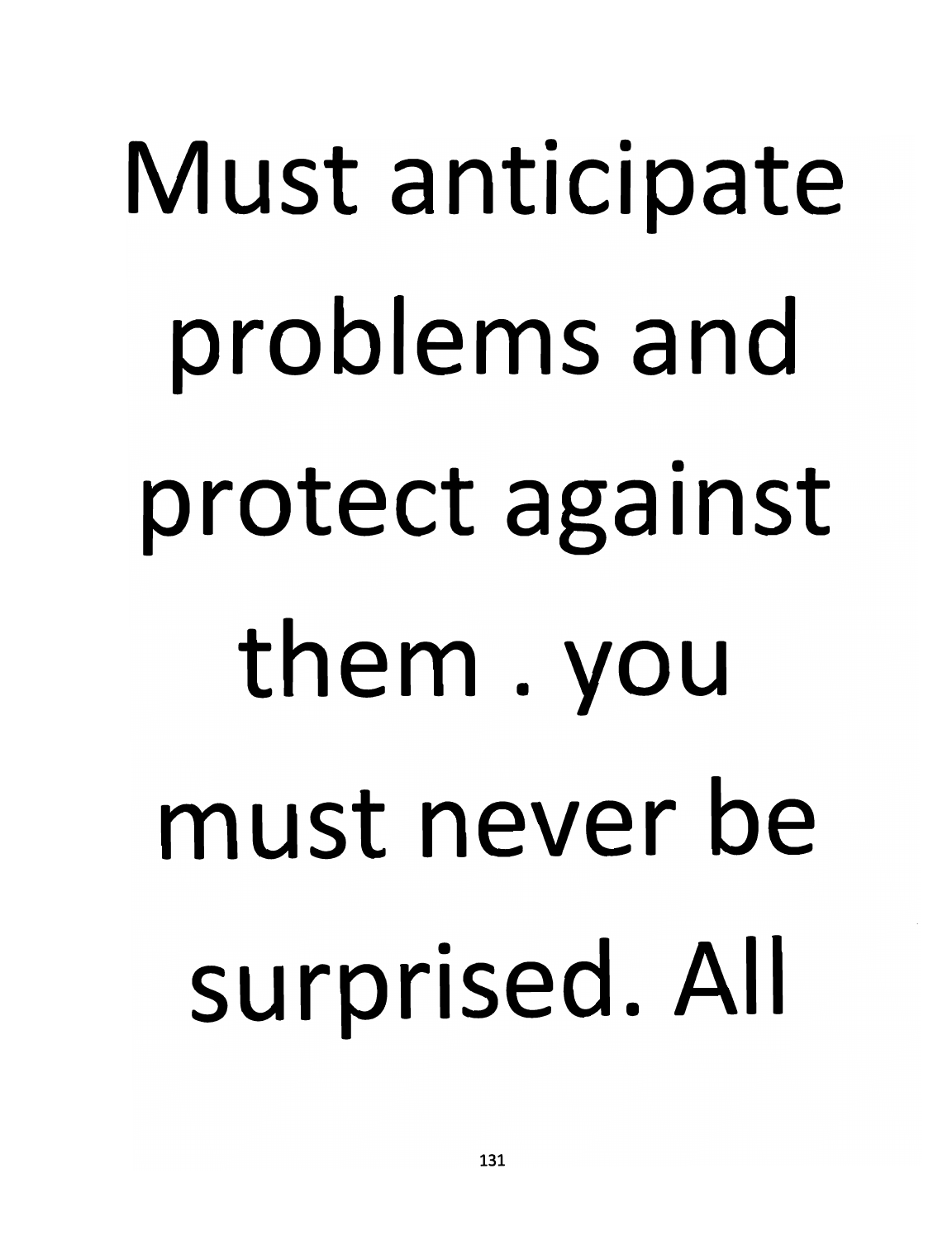Must anticipate problems and protect against them . you must never be surprised. All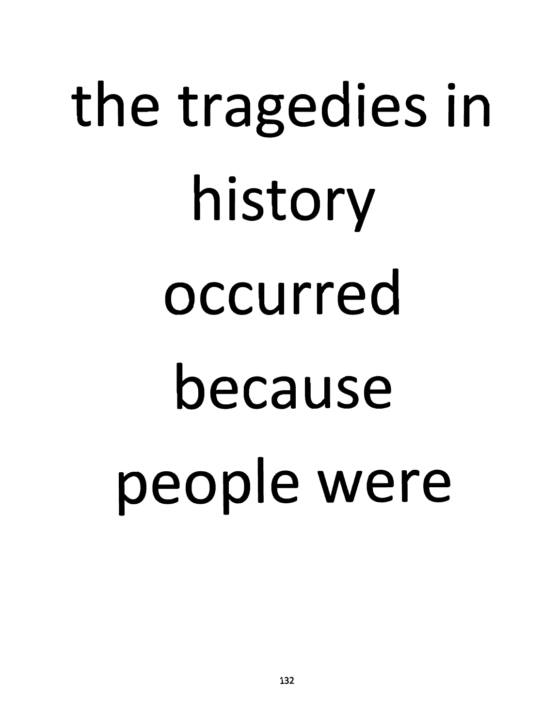the tragedies in history occurred because people were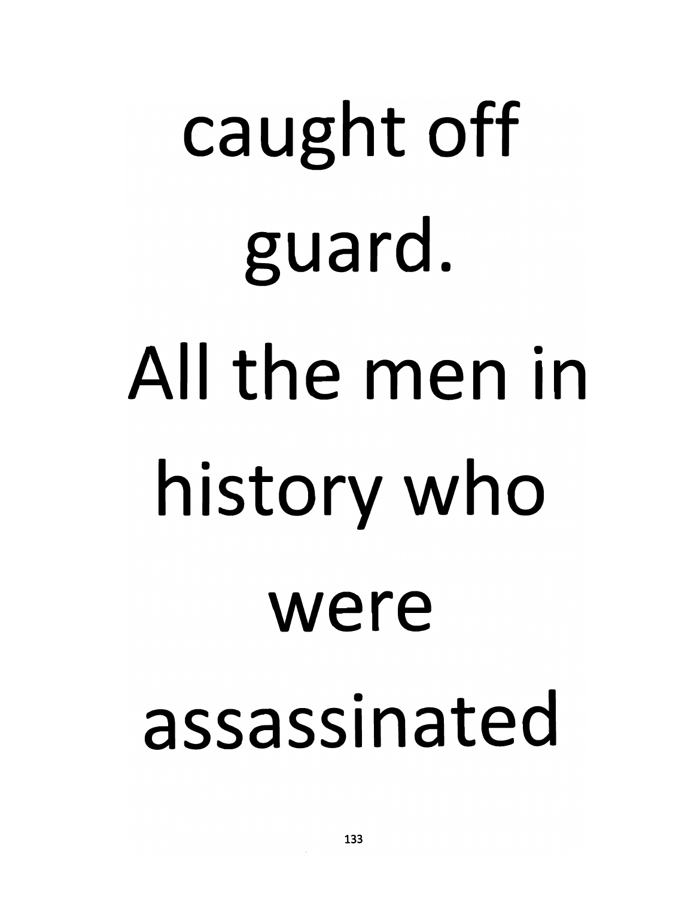caught off guard. All the men in history who were assassinated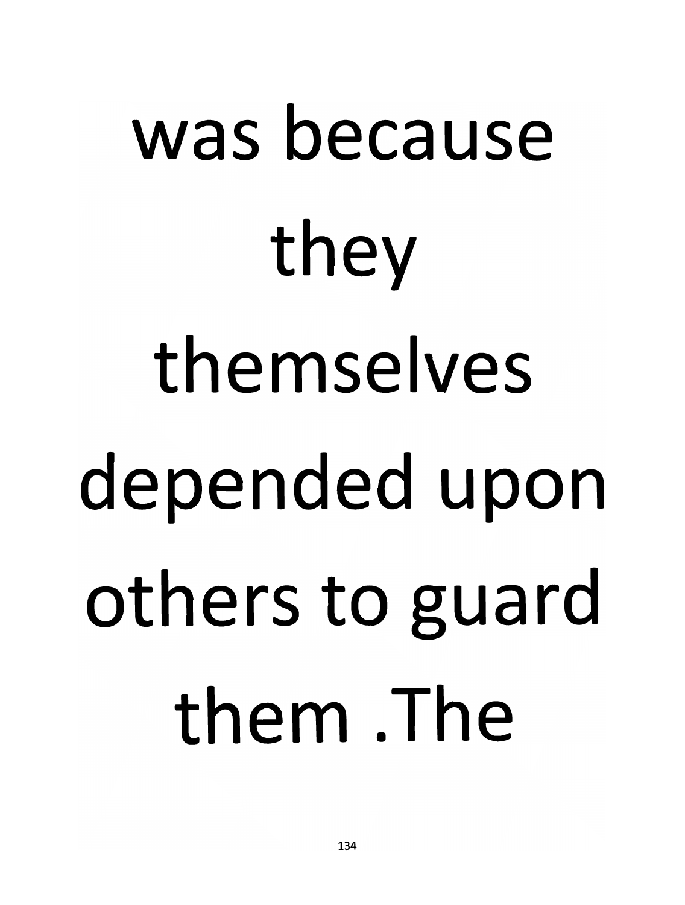was because they themselves depended upon others to guard them .The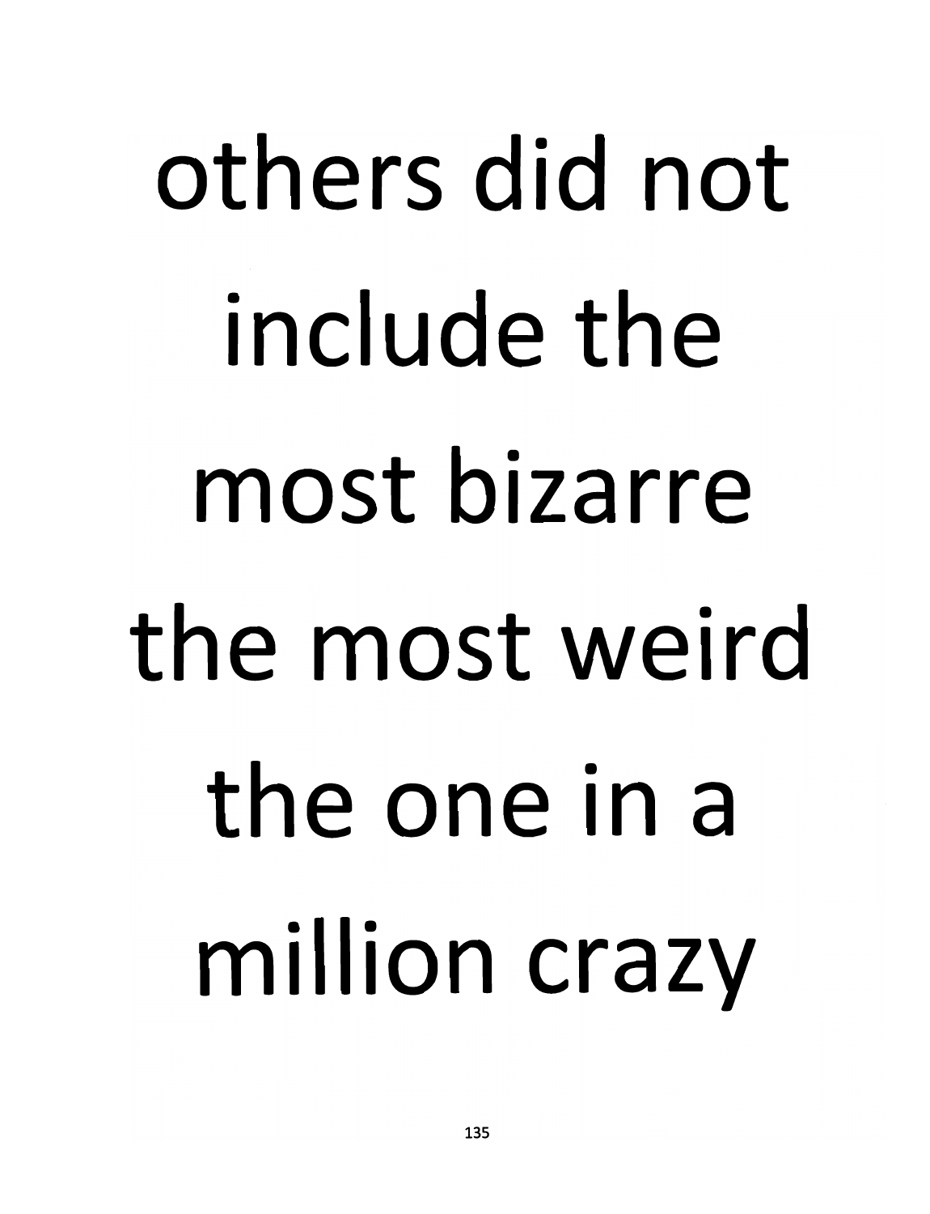others did not

include the

most bizarre

the most weird

the one in a

million crazy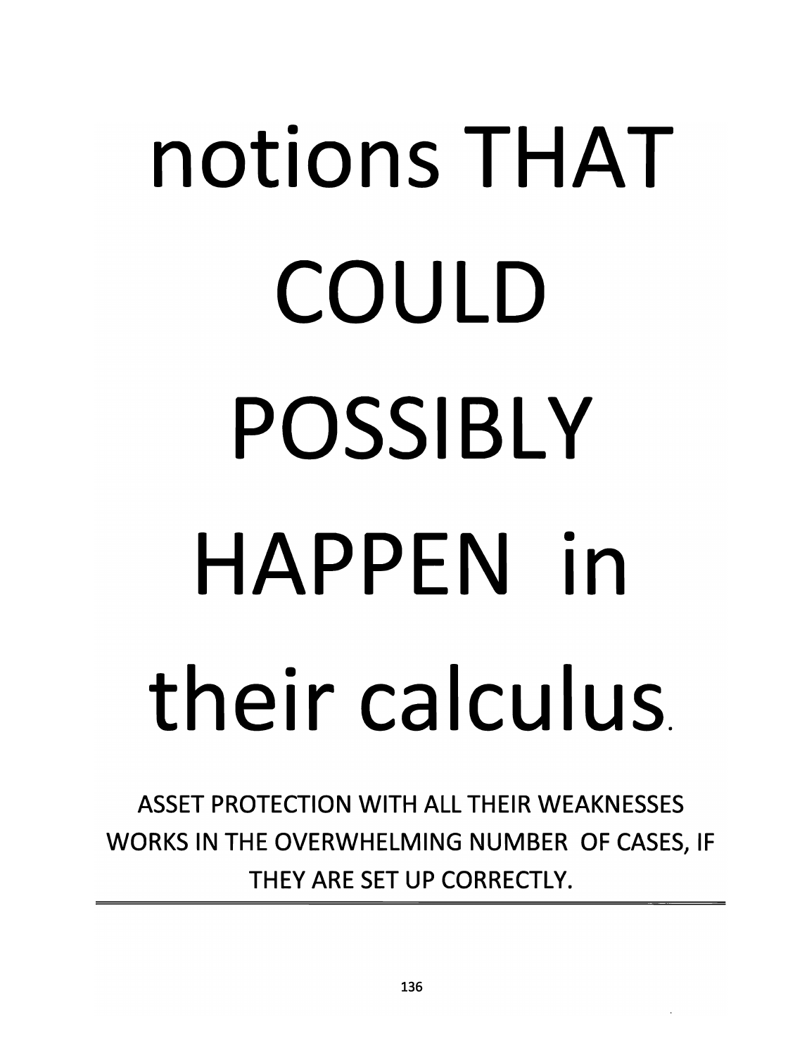# notions THAT COULD POSSIBLY HAPPEN in their calculus.

ASSET PROTECTION WITH ALL THEIR WEAKNESSES WORKS IN THE OVERWHELMING NUMBER OF CASES, IF THEY ARE SET UP CORRECTLY.

---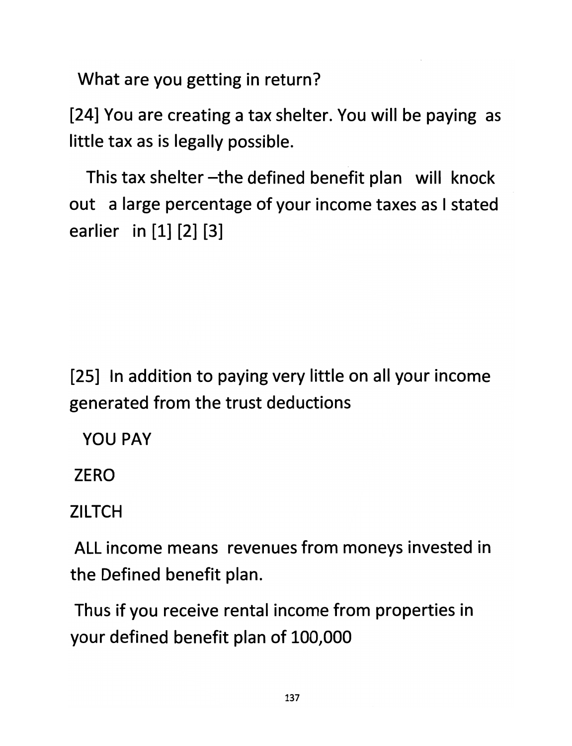What are you getting in return?

[24] You are creating a tax shelter. You will be paying as little tax as is legally possible.

This tax shelter –the defined benefit plan will knock out a large percentage of your income taxes as I stated earlier in [1] [2] [3]

[25] In addition to paying very little on all your income generated from the trust deductions

YOU PAY

ZERO

ZILTCH

ALL income means revenues from moneys invested in the Defined benefit plan.

Thus if you receive rental income from properties in your defined benefit plan of 100,000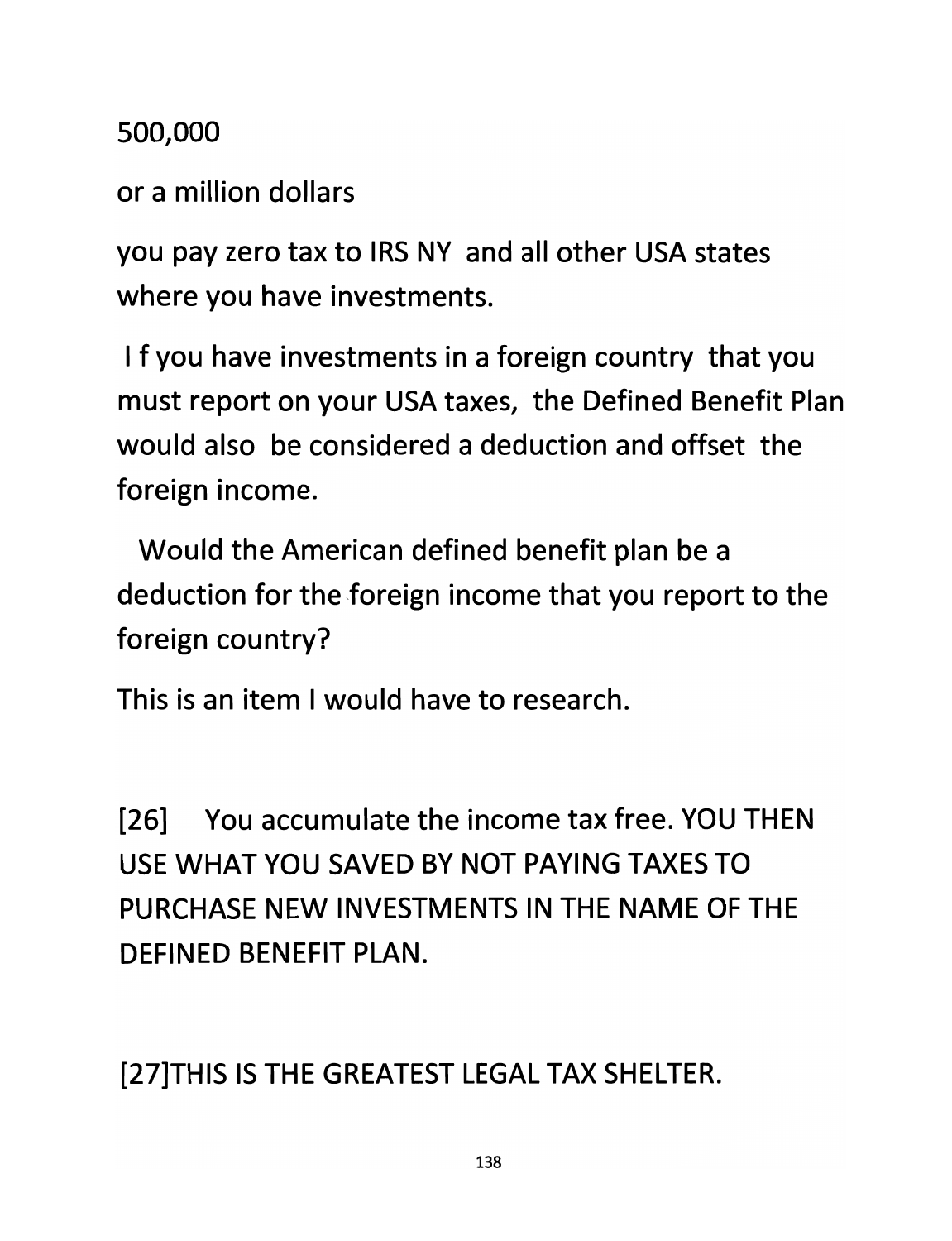500,000

or a million dollars

you pay zero tax to IRS NY and all other USA states where you have investments.

I f you have investments in a foreign country that you must report on your USA taxes, the Defined Benefit Plan would also be considered a deduction and offset the foreign income.

Would the American defined benefit plan be a deduction for the foreign income that you report to the foreign country?

This is an item I would have to research.

[26] You accumulate the income tax free. YOU THEN USE WHAT YOU SAVED BY NOT PAYING TAXES TO PURCHASE NEW INVESTMENTS IN THE NAME OF THE DEFINED BENEFIT PLAN.

[27]THIS IS THE GREATEST LEGAL TAX SHELTER.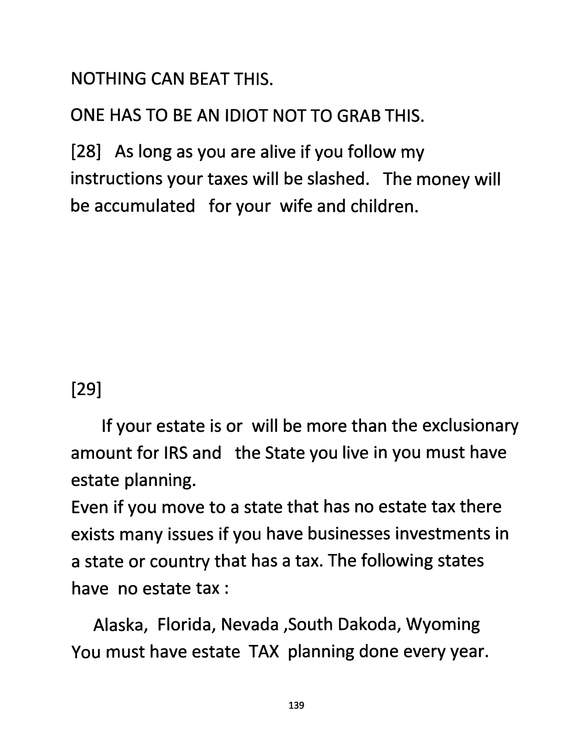NOTHING CAN BEAT THIS.

ONE HAS TO BE AN IDIOT NOT TO GRAB THIS.

[28] As long as you are alive if you follow my instructions your taxes will be slashed. The money will be accumulated for your wife and children.

[29]

If your estate is or will be more than the exclusionary amount for IRS and the State you live in you must have estate planning.
Even if you move to a state that has no estate tax there exists many issues if you have businesses investments in a state or country that has a tax. The following states have no estate tax :

Alaska, Florida, Nevada ,South Dakoda, Wyoming
You must have estate TAX planning done every year.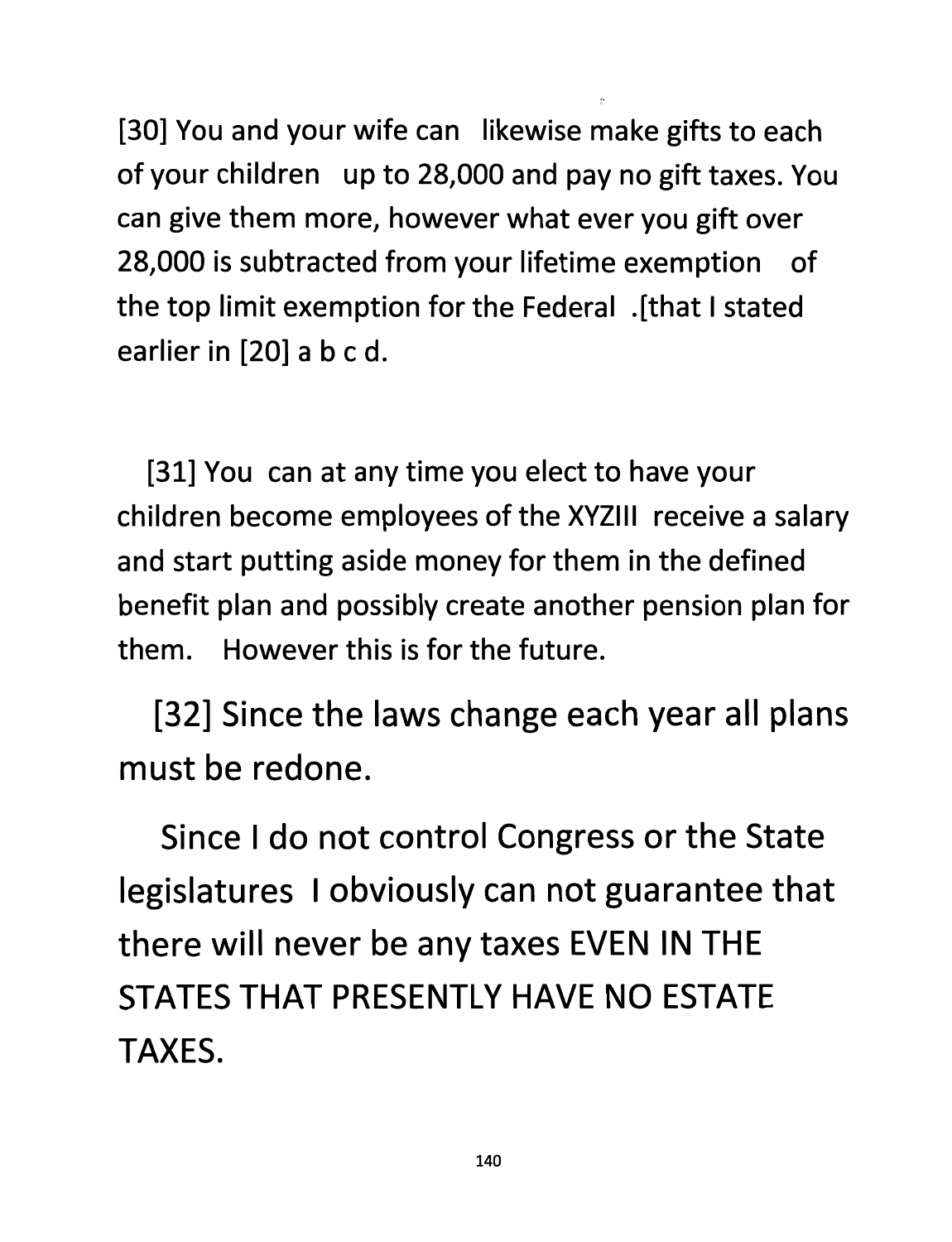[30] You and your wife can likewise make gifts to each of your children up to 28,000 and pay no gift taxes. You can give them more, however what ever you gift over 28,000 is subtracted from your lifetime exemption of the top limit exemption for the Federal .[that I stated earlier in [20] a b c d.

[31] You can at any time you elect to have your children become employees of the XYZIII receive a salary and start putting aside money for them in the defined benefit plan and possibly create another pension plan for them. However this is for the future.

[32] Since the laws change each year all plans must be redone.

Since I do not control Congress or the State legislatures I obviously can not guarantee that there will never be any taxes EVEN IN THE STATES THAT PRESENTLY HAVE NO ESTATE TAXES.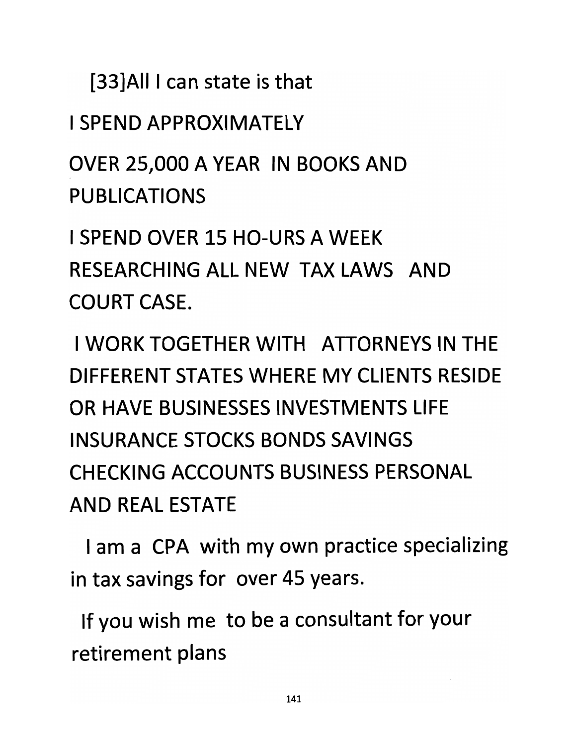[33]All I can state is that

I SPEND APPROXIMATELY

OVER 25,000 A YEAR IN BOOKS AND PUBLICATIONS

I SPEND OVER 15 HO-URS A WEEK RESEARCHING ALL NEW TAX LAWS AND COURT CASE.

I WORK TOGETHER WITH ATTORNEYS IN THE DIFFERENT STATES WHERE MY CLIENTS RESIDE OR HAVE BUSINESSES INVESTMENTS LIFE INSURANCE STOCKS BONDS SAVINGS CHECKING ACCOUNTS BUSINESS PERSONAL AND REAL ESTATE

I am a CPA with my own practice specializing in tax savings for over 45 years.

If you wish me to be a consultant for your retirement plans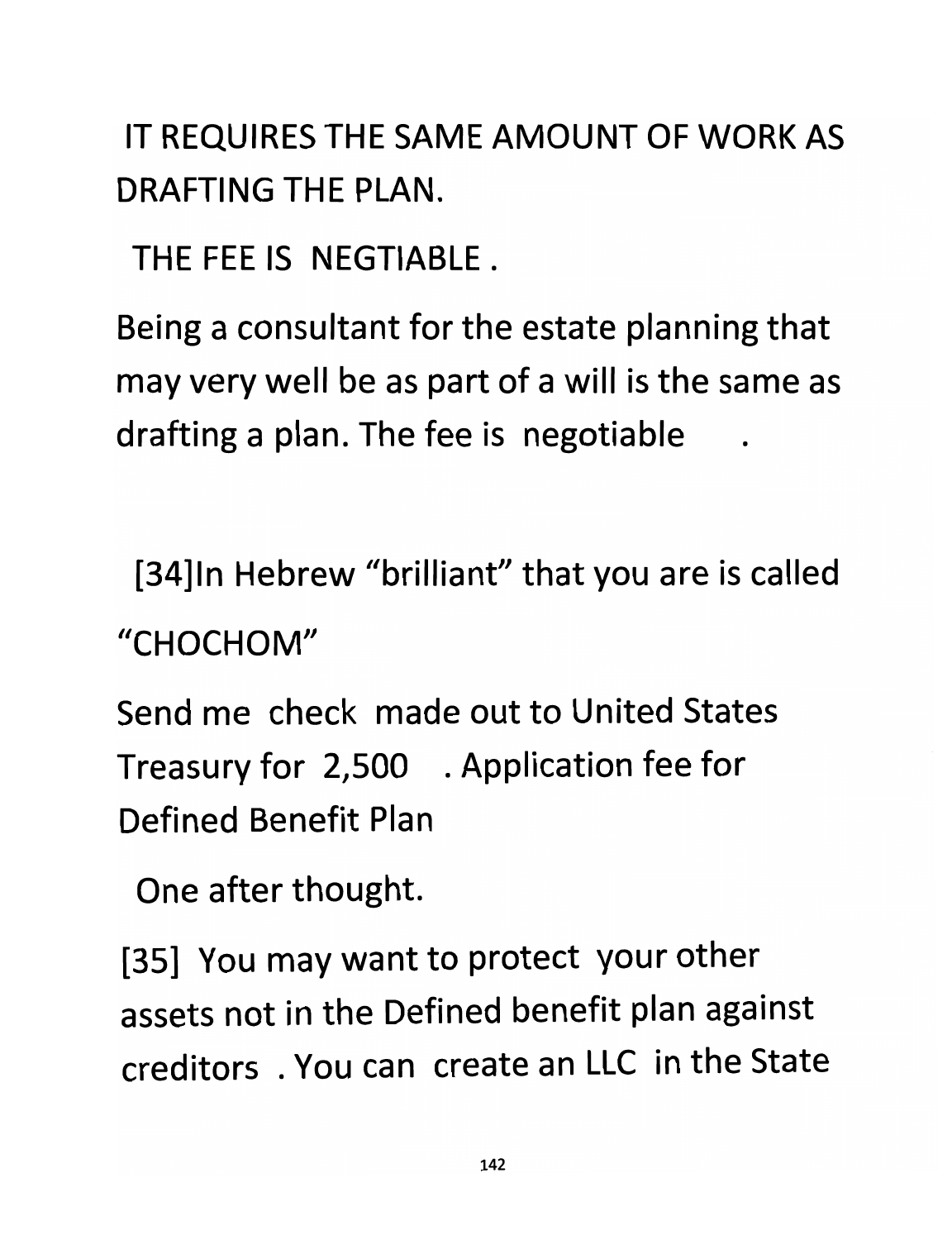IT REQUIRES THE SAME AMOUNT OF WORK AS DRAFTING THE PLAN.

THE FEE IS NEGTIABLE .

Being a consultant for the estate planning that may very well be as part of a will is the same as drafting a plan. The fee is negotiable .

[34]In Hebrew "brilliant" that you are is called "CHOCHOM"

Send me check made out to United States Treasury for 2,500 . Application fee for Defined Benefit Plan

One after thought.

[35] You may want to protect your other assets not in the Defined benefit plan against creditors . You can create an LLC in the State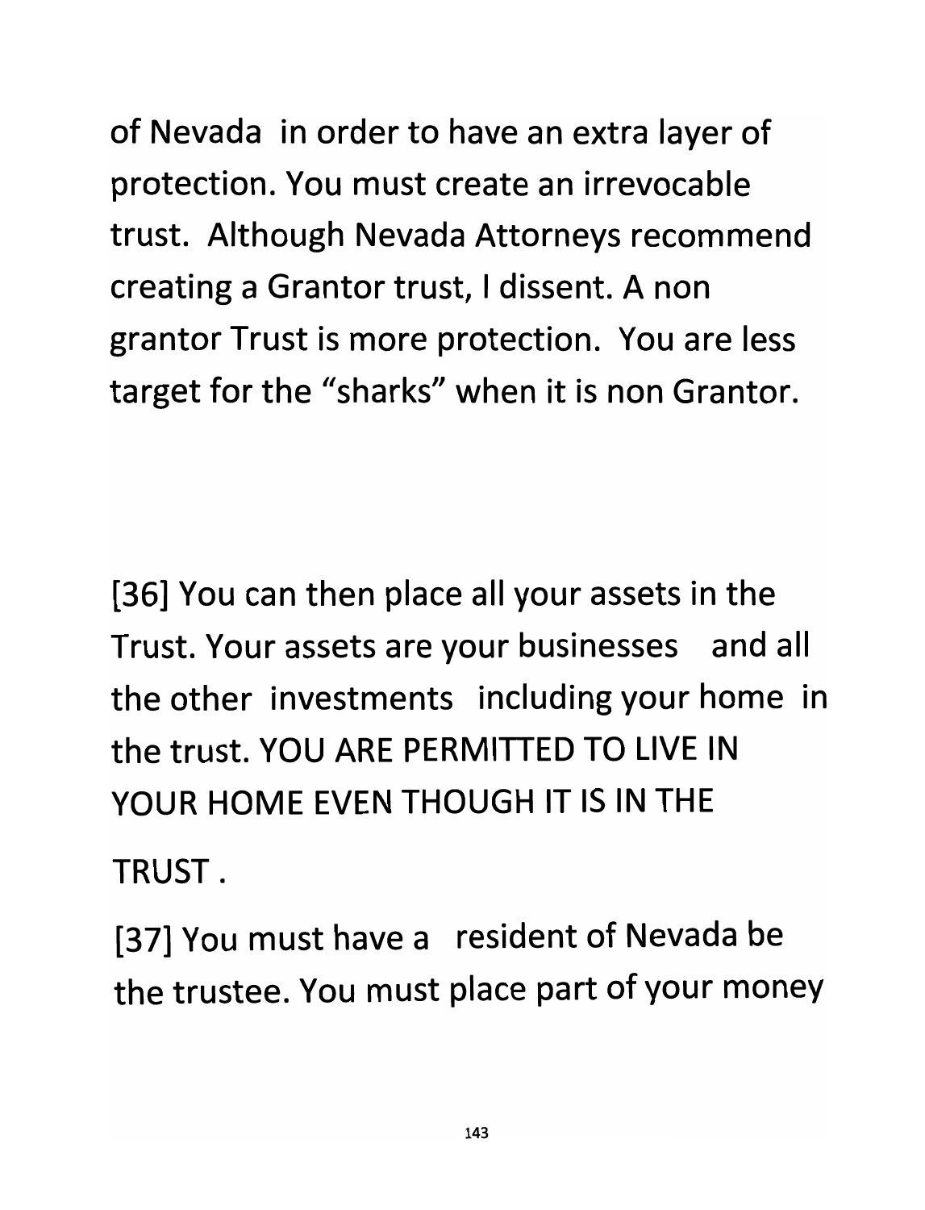of Nevada in order to have an extra layer of protection. You must create an irrevocable trust. Although Nevada Attorneys recommend creating a Grantor trust, I dissent. A non grantor Trust is more protection. You are less target for the "sharks" when it is non Grantor.

[36] You can then place all your assets in the Trust. Your assets are your businesses and all the other investments including your home in the trust. YOU ARE PERMITTED TO LIVE IN YOUR HOME EVEN THOUGH IT IS IN THE TRUST .

[37] You must have a resident of Nevada be the trustee. You must place part of your money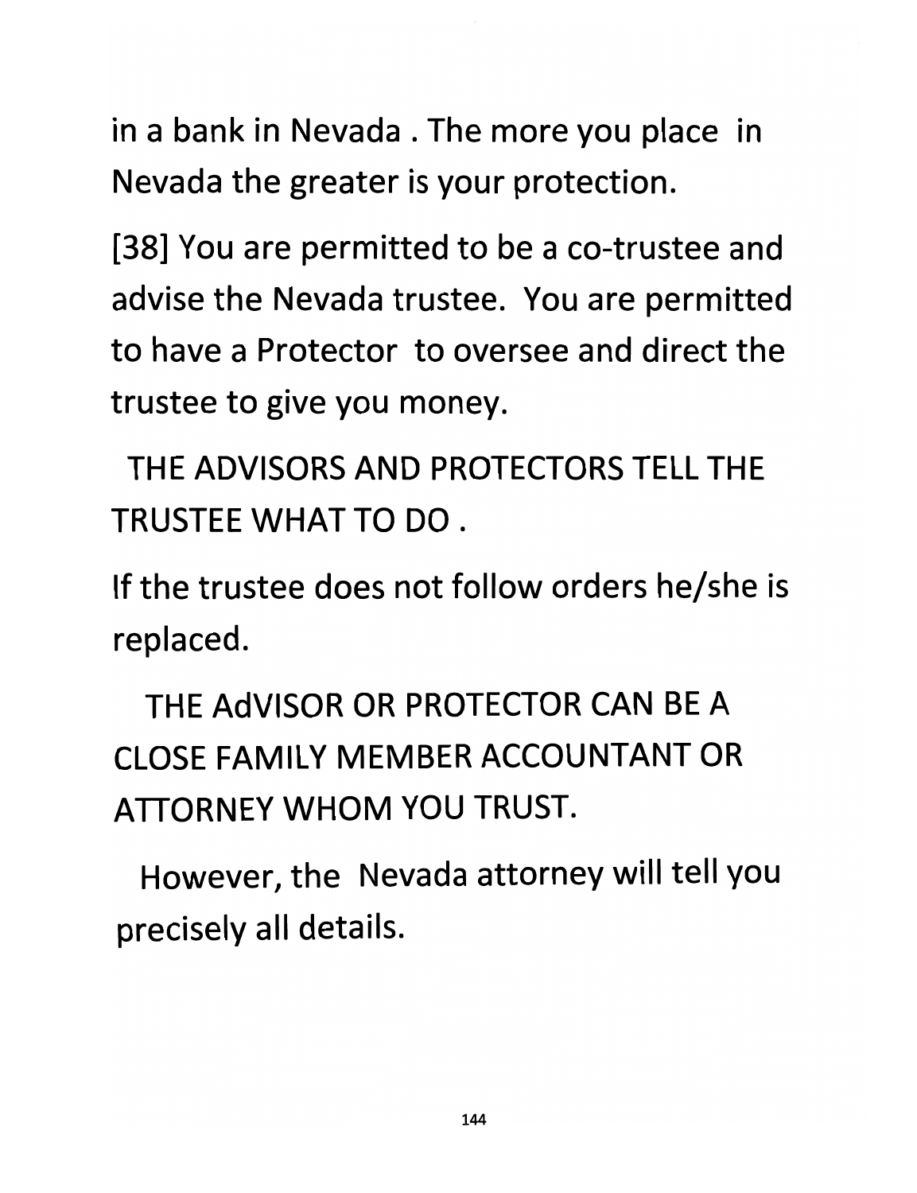in a bank in Nevada . The more you place in Nevada the greater is your protection.

[38] You are permitted to be a co-trustee and advise the Nevada trustee. You are permitted to have a Protector to oversee and direct the trustee to give you money.

THE ADVISORS AND PROTECTORS TELL THE TRUSTEE WHAT TO DO .

If the trustee does not follow orders he/she is replaced.

THE AdVISOR OR PROTECTOR CAN BE A CLOSE FAMILY MEMBER ACCOUNTANT OR ATTORNEY WHOM YOU TRUST.

However, the Nevada attorney will tell you precisely all details.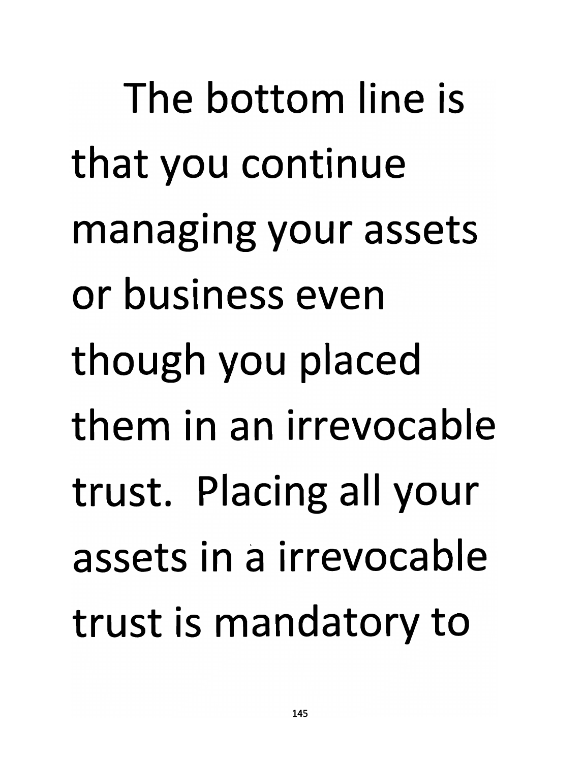The bottom line is that you continue managing your assets or business even though you placed them in an irrevocable trust. Placing all your assets in a irrevocable trust is mandatory to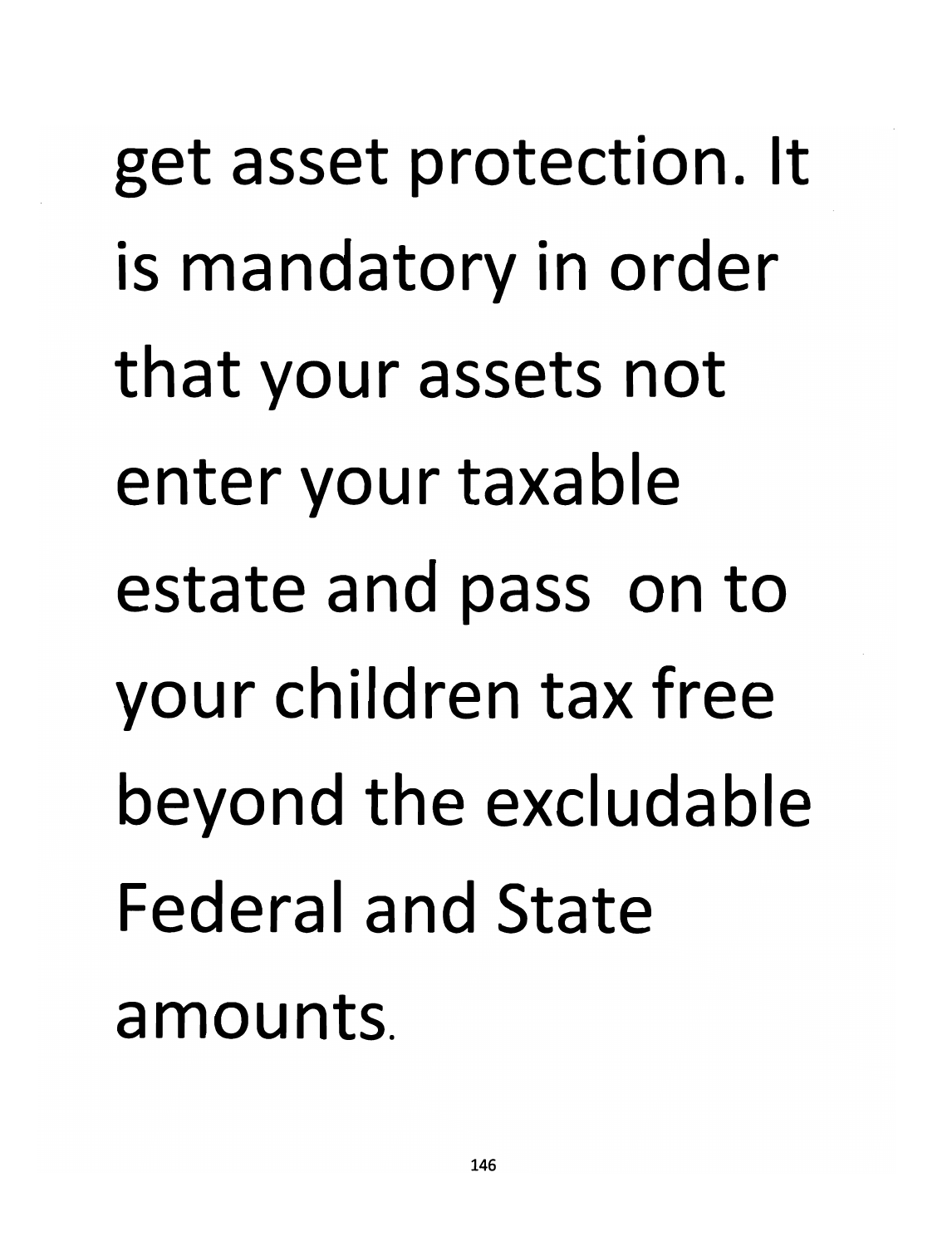get asset protection. It is mandatory in order that your assets not enter your taxable estate and pass on to your children tax free beyond the excludable Federal and State amounts.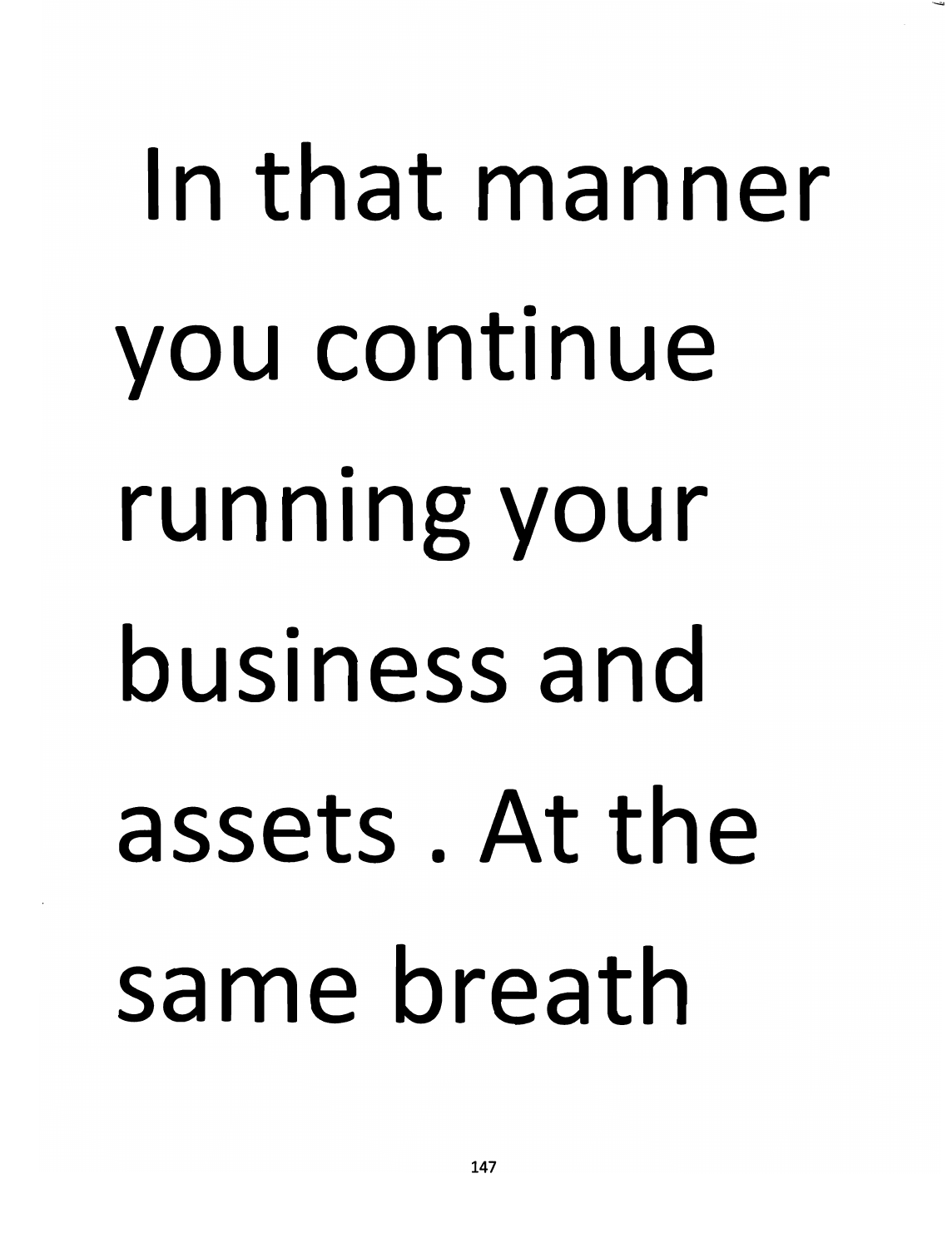In that manner you continue running your business and assets . At the same breath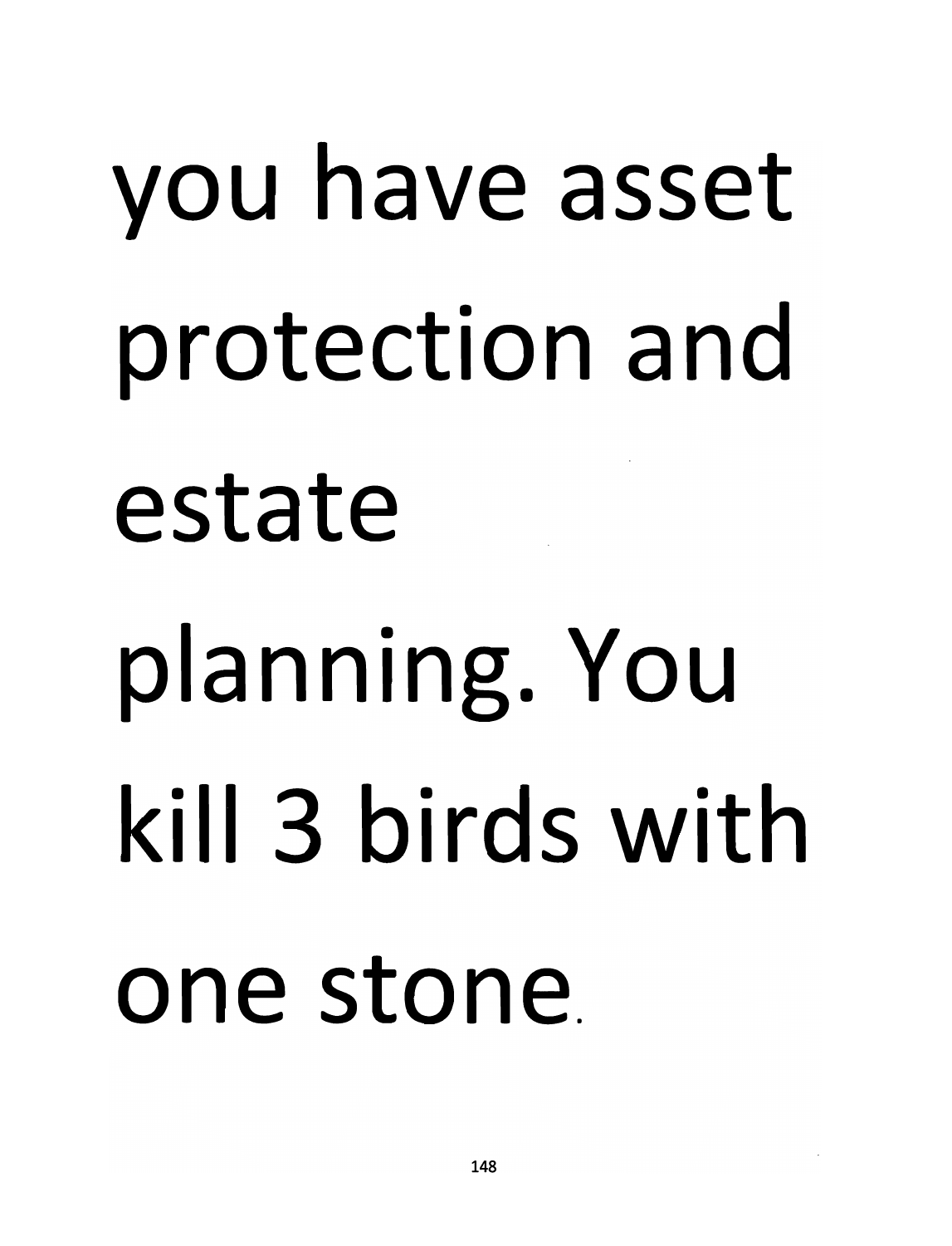you have asset protection and estate planning. You kill 3 birds with one stone.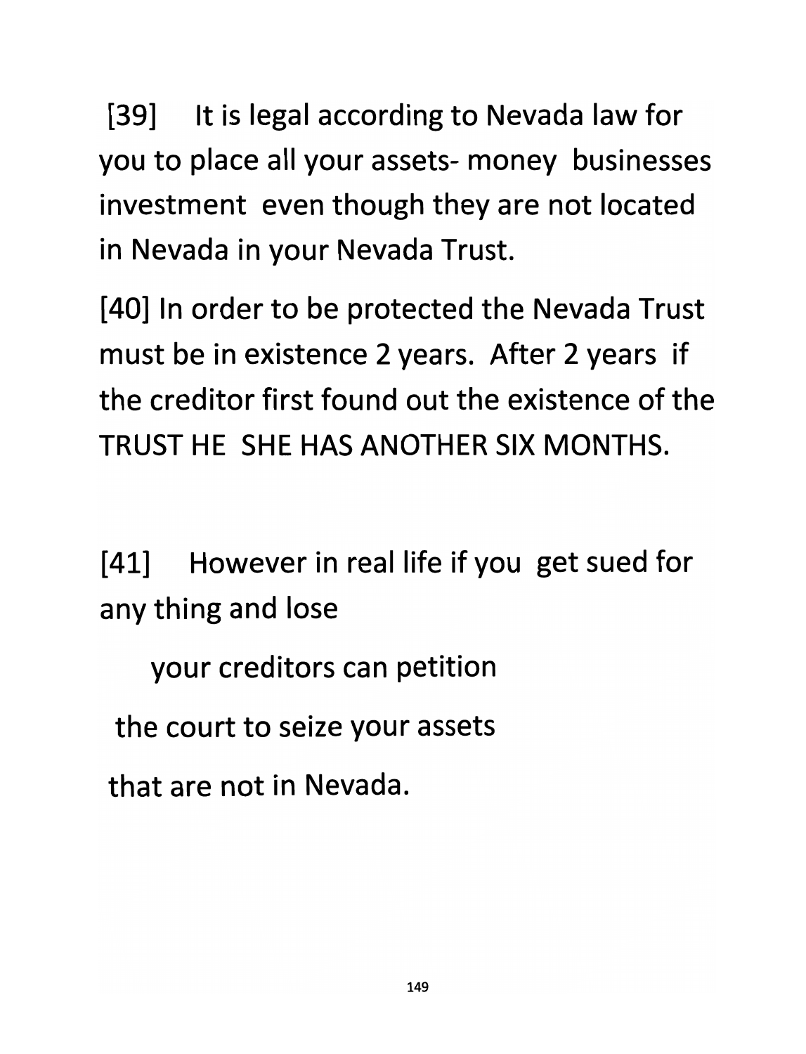[39] It is legal according to Nevada law for you to place all your assets- money businesses investment even though they are not located in Nevada in your Nevada Trust.

[40] In order to be protected the Nevada Trust must be in existence 2 years. After 2 years if the creditor first found out the existence of the TRUST HE SHE HAS ANOTHER SIX MONTHS.

[41] However in real life if you get sued for any thing and lose

your creditors can petition

the court to seize your assets

that are not in Nevada.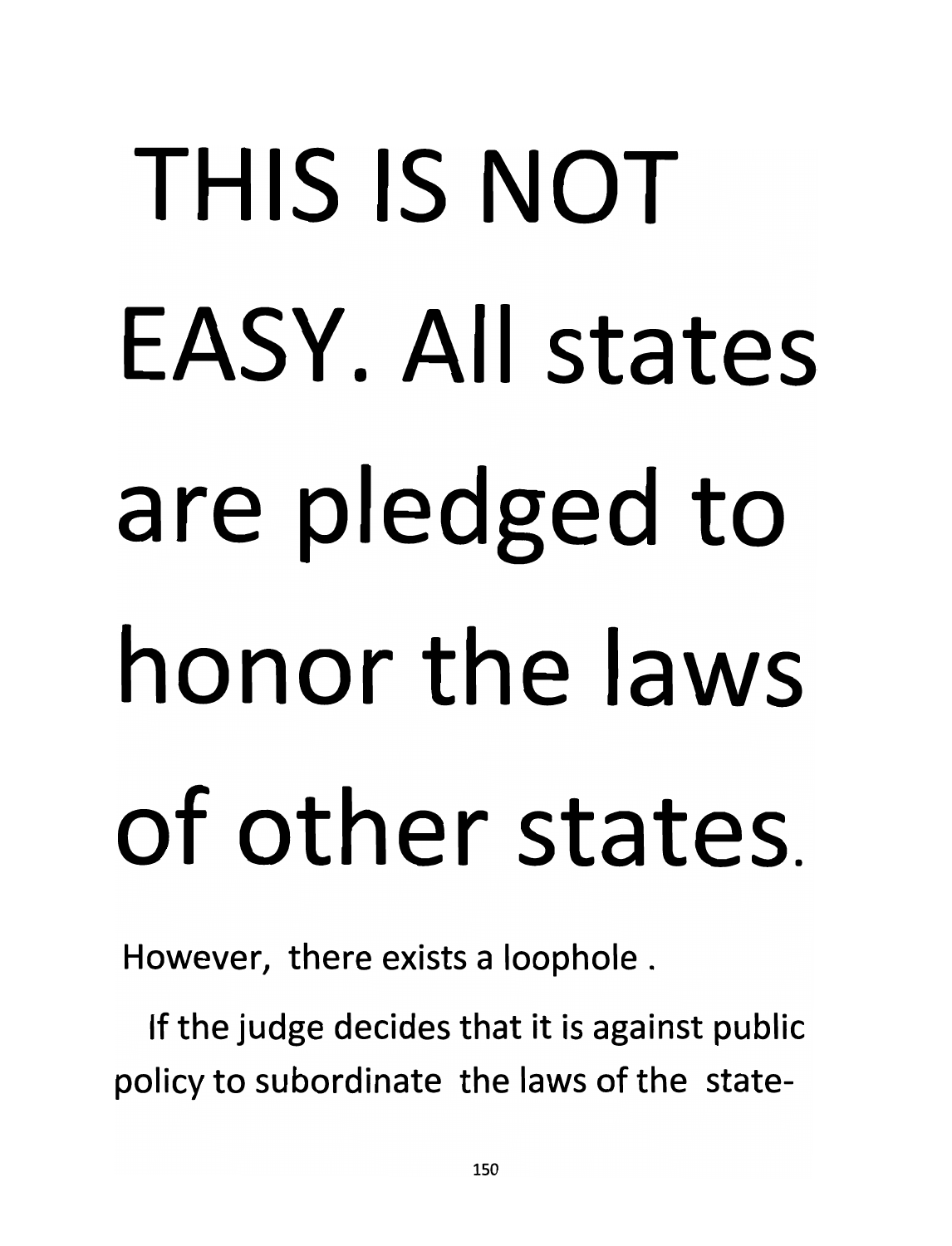# THIS IS NOT EASY. All states are pledged to honor the laws of other states.

However, there exists a loophole .

If the judge decides that it is against public policy to subordinate the laws of the state-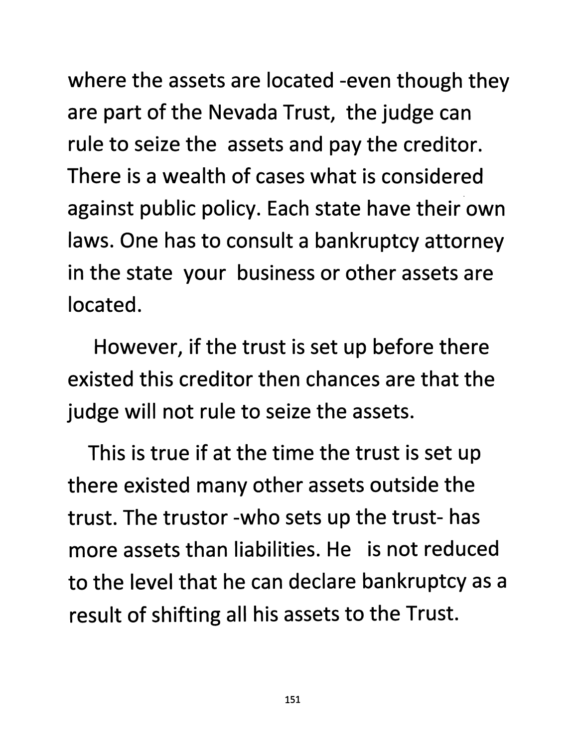where the assets are located -even though they are part of the Nevada Trust, the judge can rule to seize the assets and pay the creditor. There is a wealth of cases what is considered against public policy. Each state have their own laws. One has to consult a bankruptcy attorney in the state your business or other assets are located.

However, if the trust is set up before there existed this creditor then chances are that the judge will not rule to seize the assets.

This is true if at the time the trust is set up there existed many other assets outside the trust. The trustor -who sets up the trust- has more assets than liabilities. He is not reduced to the level that he can declare bankruptcy as a result of shifting all his assets to the Trust.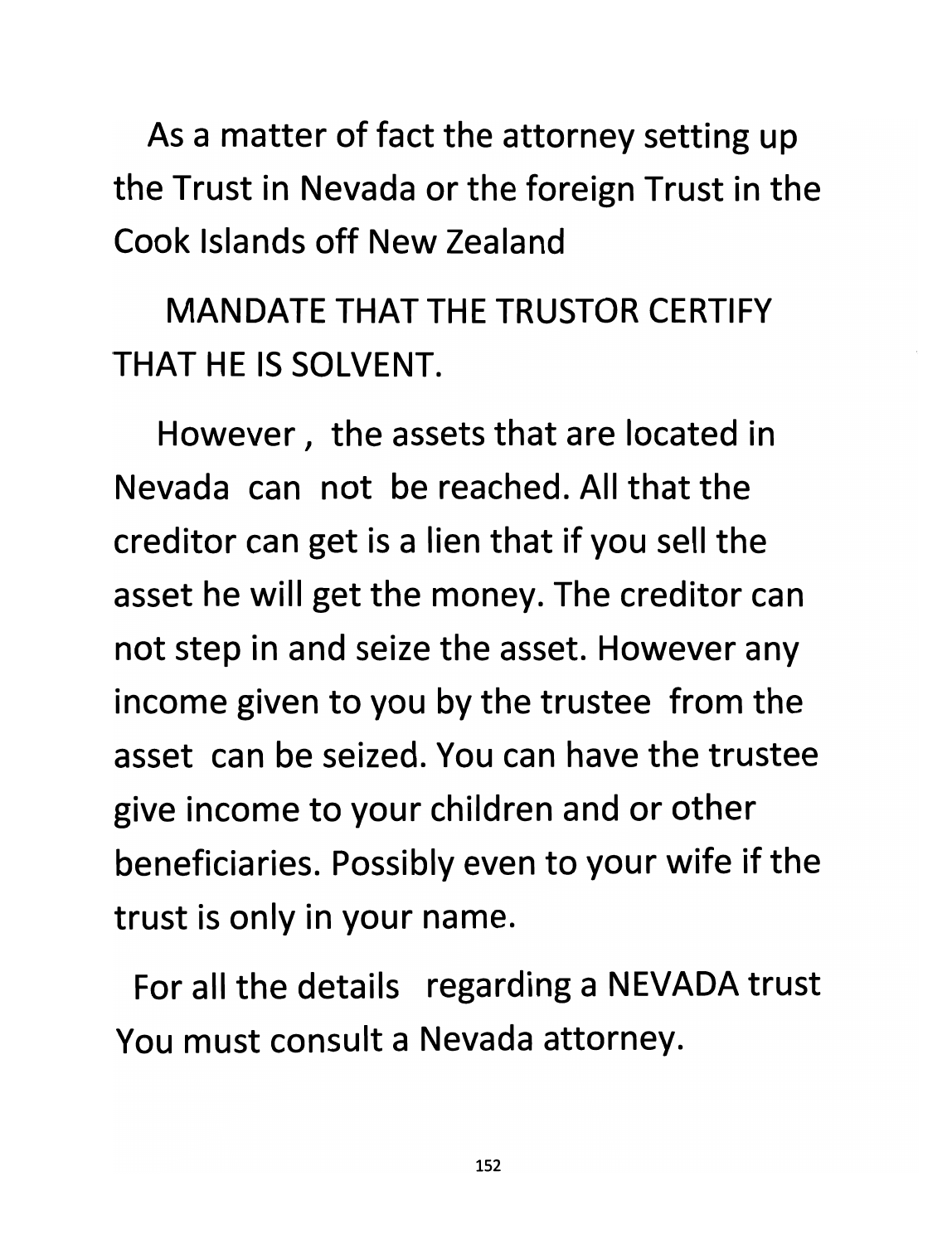As a matter of fact the attorney setting up the Trust in Nevada or the foreign Trust in the Cook Islands off New Zealand

MANDATE THAT THE TRUSTOR CERTIFY THAT HE IS SOLVENT.

However , the assets that are located in Nevada can not be reached. All that the creditor can get is a lien that if you sell the asset he will get the money. The creditor can not step in and seize the asset. However any income given to you by the trustee from the asset can be seized. You can have the trustee give income to your children and or other beneficiaries. Possibly even to your wife if the trust is only in your name.

For all the details regarding a NEVADA trust You must consult a Nevada attorney.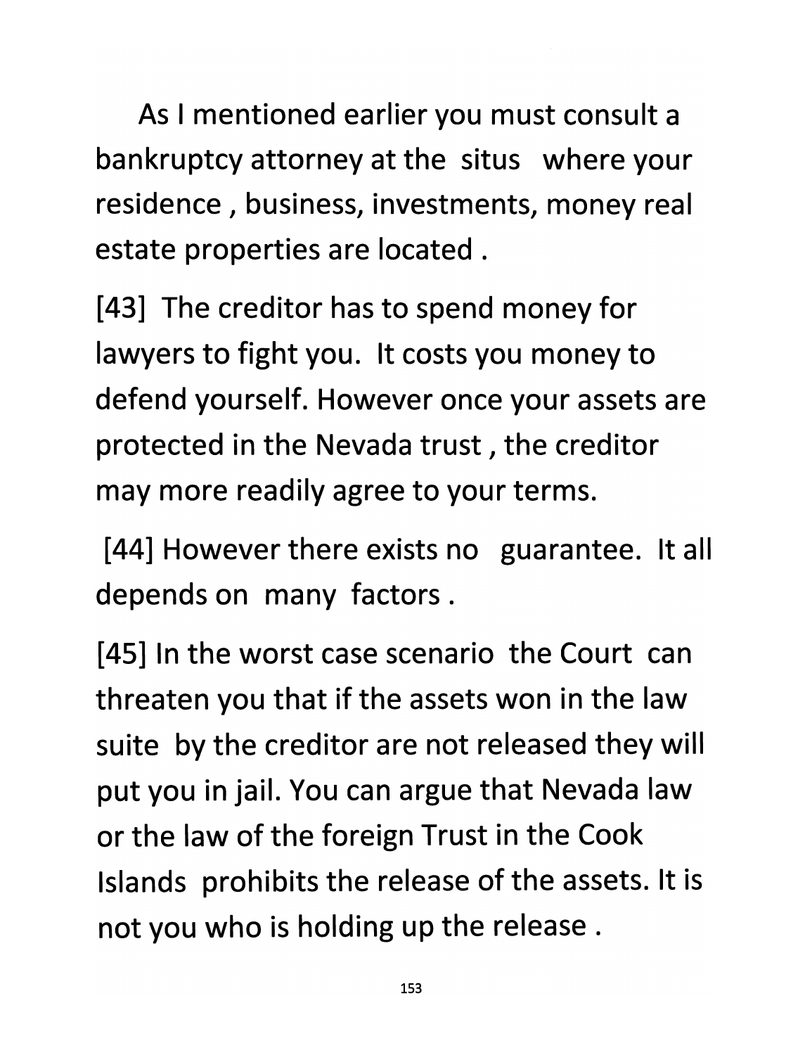As I mentioned earlier you must consult a bankruptcy attorney at the situs where your residence , business, investments, money real estate properties are located .

[43] The creditor has to spend money for lawyers to fight you. It costs you money to defend yourself. However once your assets are protected in the Nevada trust , the creditor may more readily agree to your terms.

[44] However there exists no guarantee. It all depends on many factors .

[45] In the worst case scenario the Court can threaten you that if the assets won in the law suite by the creditor are not released they will put you in jail. You can argue that Nevada law or the law of the foreign Trust in the Cook Islands prohibits the release of the assets. It is not you who is holding up the release .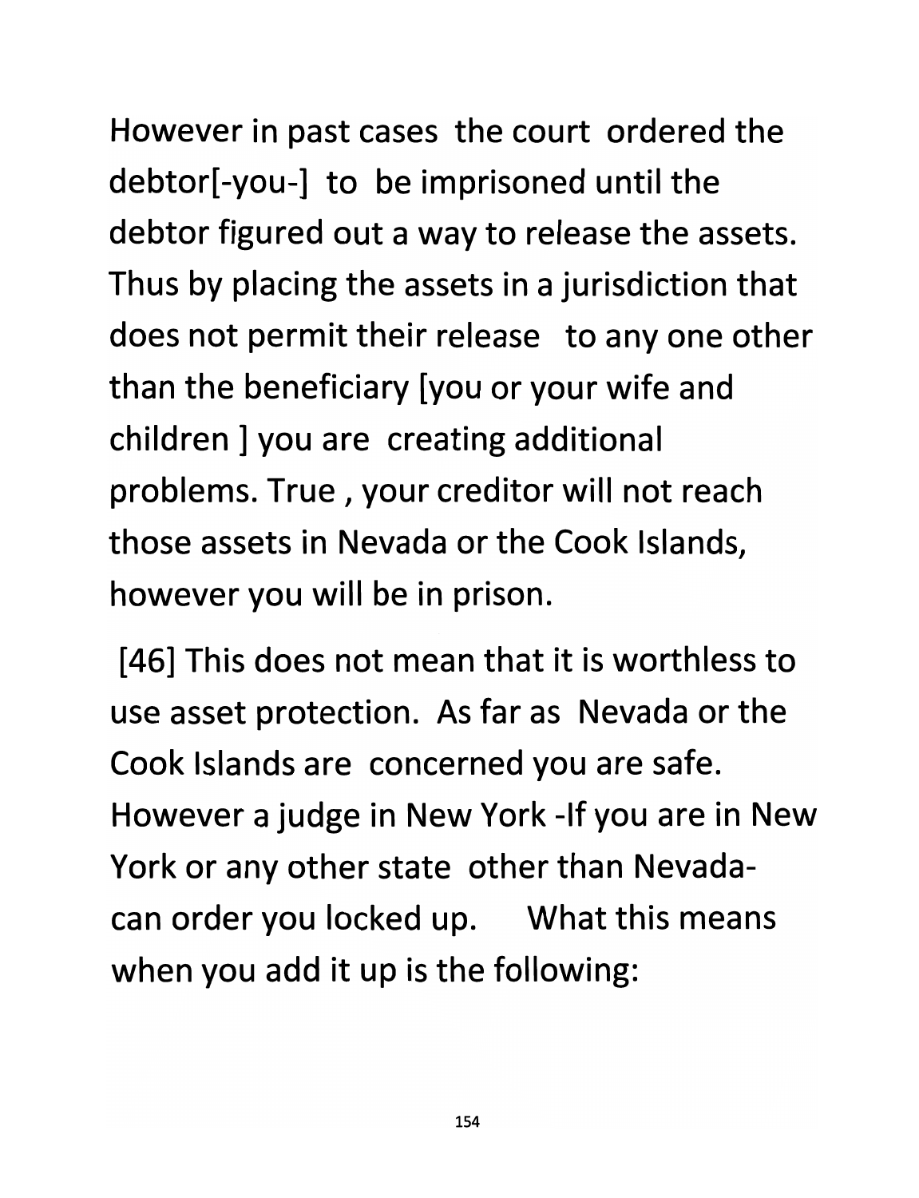However in past cases the court ordered the debtor[-you-] to be imprisoned until the debtor figured out a way to release the assets. Thus by placing the assets in a jurisdiction that does not permit their release to any one other than the beneficiary [you or your wife and children ] you are creating additional problems. True , your creditor will not reach those assets in Nevada or the Cook Islands, however you will be in prison.

[46] This does not mean that it is worthless to use asset protection. As far as Nevada or the Cook Islands are concerned you are safe. However a judge in New York -If you are in New York or any other state other than Nevada- can order you locked up. What this means when you add it up is the following: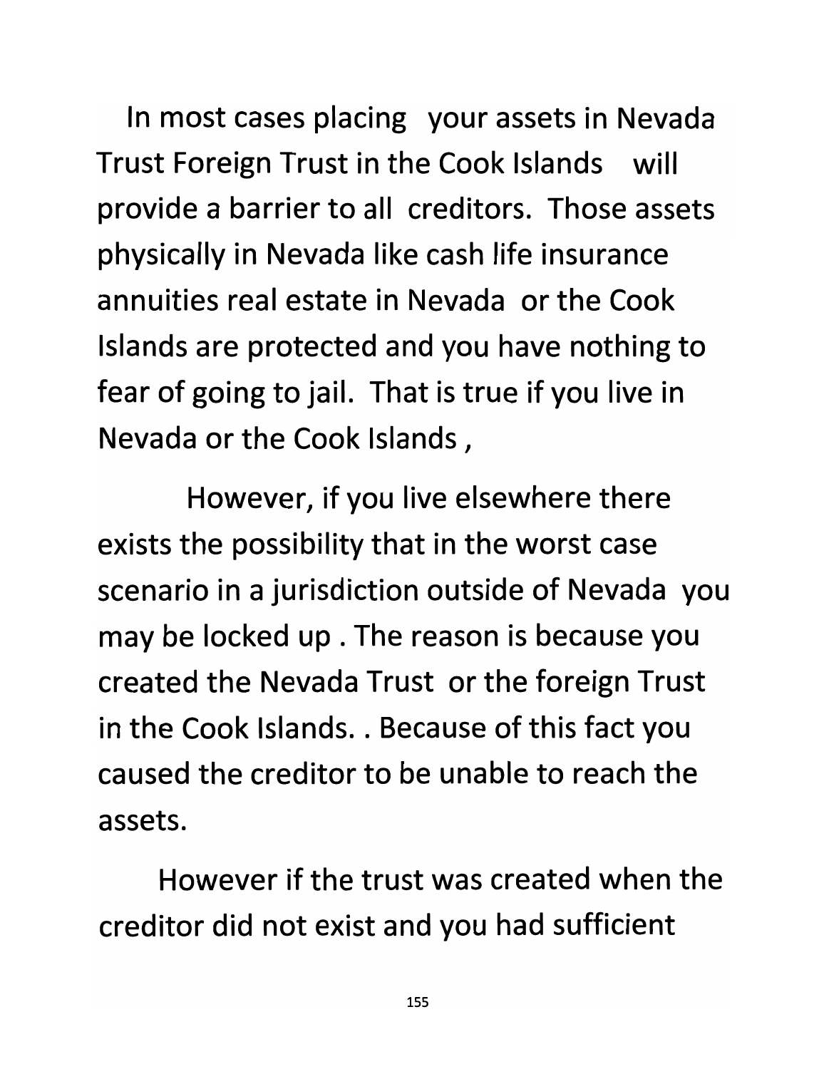In most cases placing your assets in Nevada Trust Foreign Trust in the Cook Islands will provide a barrier to all creditors. Those assets physically in Nevada like cash life insurance annuities real estate in Nevada or the Cook Islands are protected and you have nothing to fear of going to jail. That is true if you live in Nevada or the Cook Islands ,

However, if you live elsewhere there exists the possibility that in the worst case scenario in a jurisdiction outside of Nevada you may be locked up . The reason is because you created the Nevada Trust or the foreign Trust in the Cook Islands. . Because of this fact you caused the creditor to be unable to reach the assets.

However if the trust was created when the creditor did not exist and you had sufficient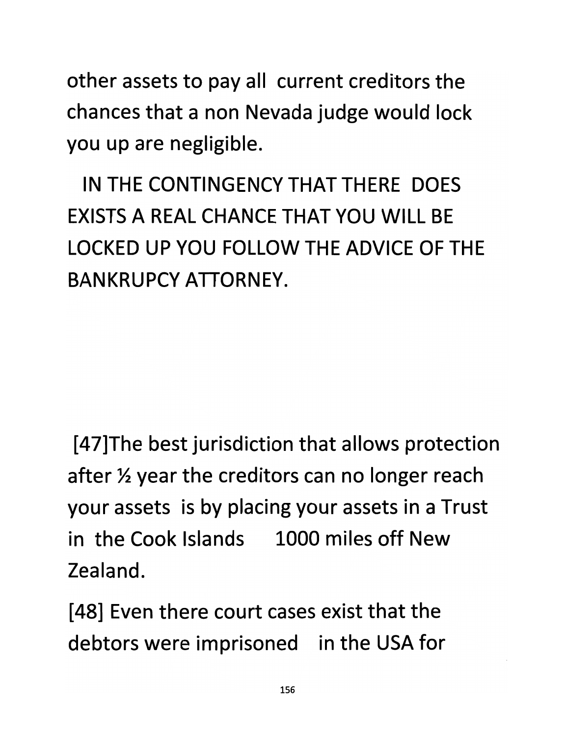other assets to pay all current creditors the chances that a non Nevada judge would lock you up are negligible.

IN THE CONTINGENCY THAT THERE DOES EXISTS A REAL CHANCE THAT YOU WILL BE LOCKED UP YOU FOLLOW THE ADVICE OF THE BANKRUPCY ATTORNEY.

[47]The best jurisdiction that allows protection after ½ year the creditors can no longer reach your assets is by placing your assets in a Trust in the Cook Islands 1000 miles off New Zealand.

[48] Even there court cases exist that the debtors were imprisoned in the USA for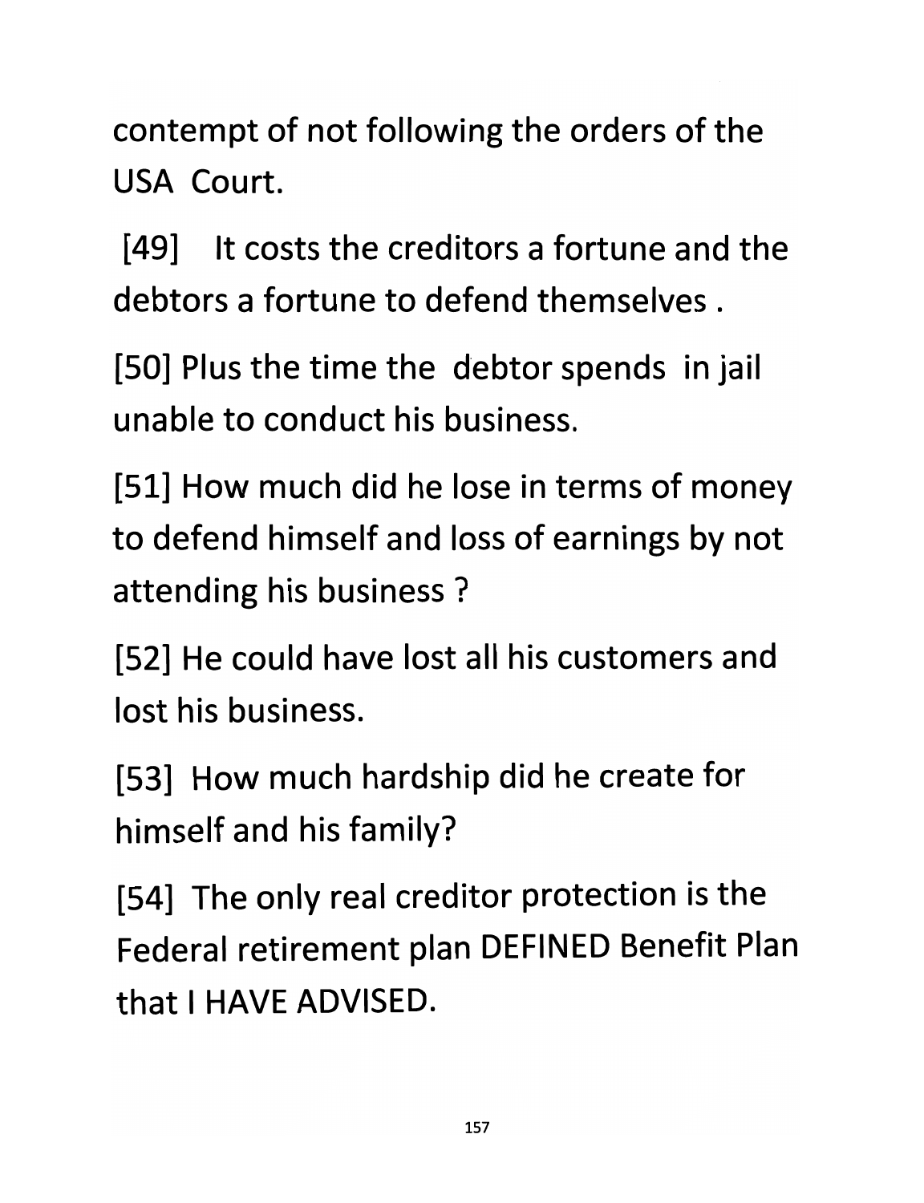contempt of not following the orders of the USA Court.

[49] It costs the creditors a fortune and the debtors a fortune to defend themselves .

[50] Plus the time the debtor spends in jail unable to conduct his business.

[51] How much did he lose in terms of money to defend himself and loss of earnings by not attending his business ?

[52] He could have lost all his customers and lost his business.

[53] How much hardship did he create for himself and his family?

[54] The only real creditor protection is the Federal retirement plan DEFINED Benefit Plan that I HAVE ADVISED.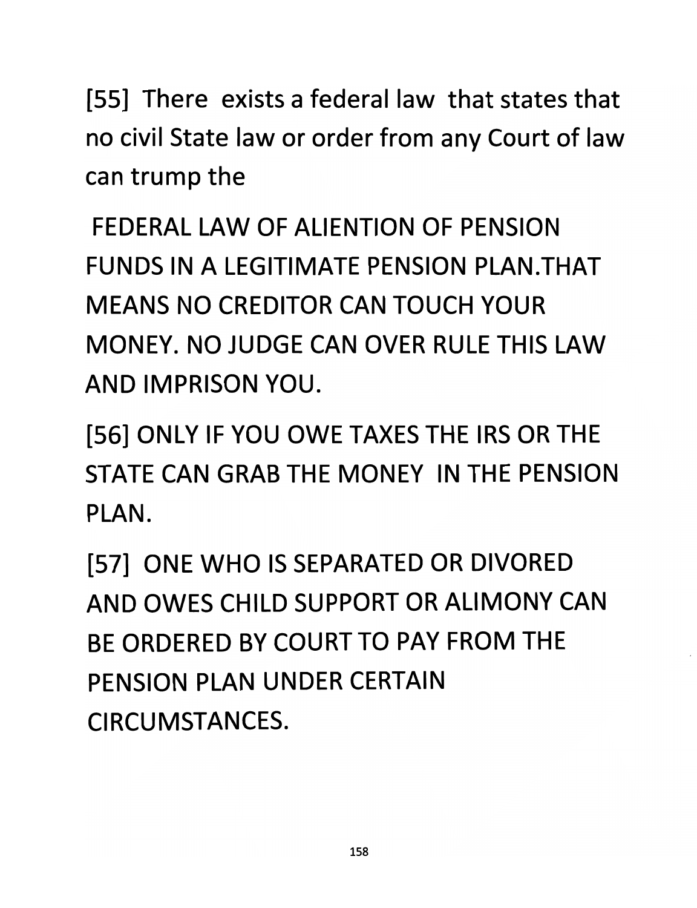[55] There exists a federal law that states that no civil State law or order from any Court of law can trump the

FEDERAL LAW OF ALIENTION OF PENSION FUNDS IN A LEGITIMATE PENSION PLAN.THAT MEANS NO CREDITOR CAN TOUCH YOUR MONEY. NO JUDGE CAN OVER RULE THIS LAW AND IMPRISON YOU.

[56] ONLY IF YOU OWE TAXES THE IRS OR THE STATE CAN GRAB THE MONEY IN THE PENSION PLAN.

[57] ONE WHO IS SEPARATED OR DIVORED AND OWES CHILD SUPPORT OR ALIMONY CAN BE ORDERED BY COURT TO PAY FROM THE PENSION PLAN UNDER CERTAIN CIRCUMSTANCES.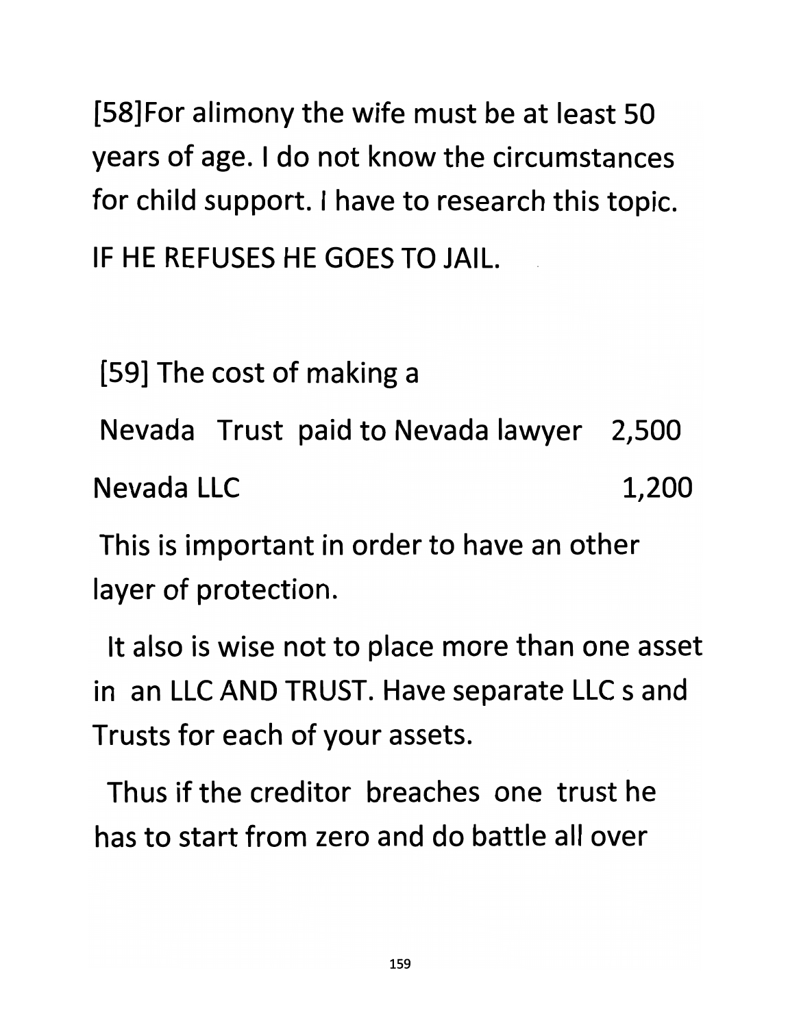[58]For alimony the wife must be at least 50 years of age. I do not know the circumstances for child support. I have to research this topic.

IF HE REFUSES HE GOES TO JAIL.

[59] The cost of making a

| | |
|---|---|
| Nevada Trust paid to Nevada lawyer | 2,500 |
| Nevada LLC | 1,200 |

This is important in order to have an other layer of protection.

It also is wise not to place more than one asset in an LLC AND TRUST. Have separate LLC s and Trusts for each of your assets.

Thus if the creditor breaches one trust he has to start from zero and do battle all over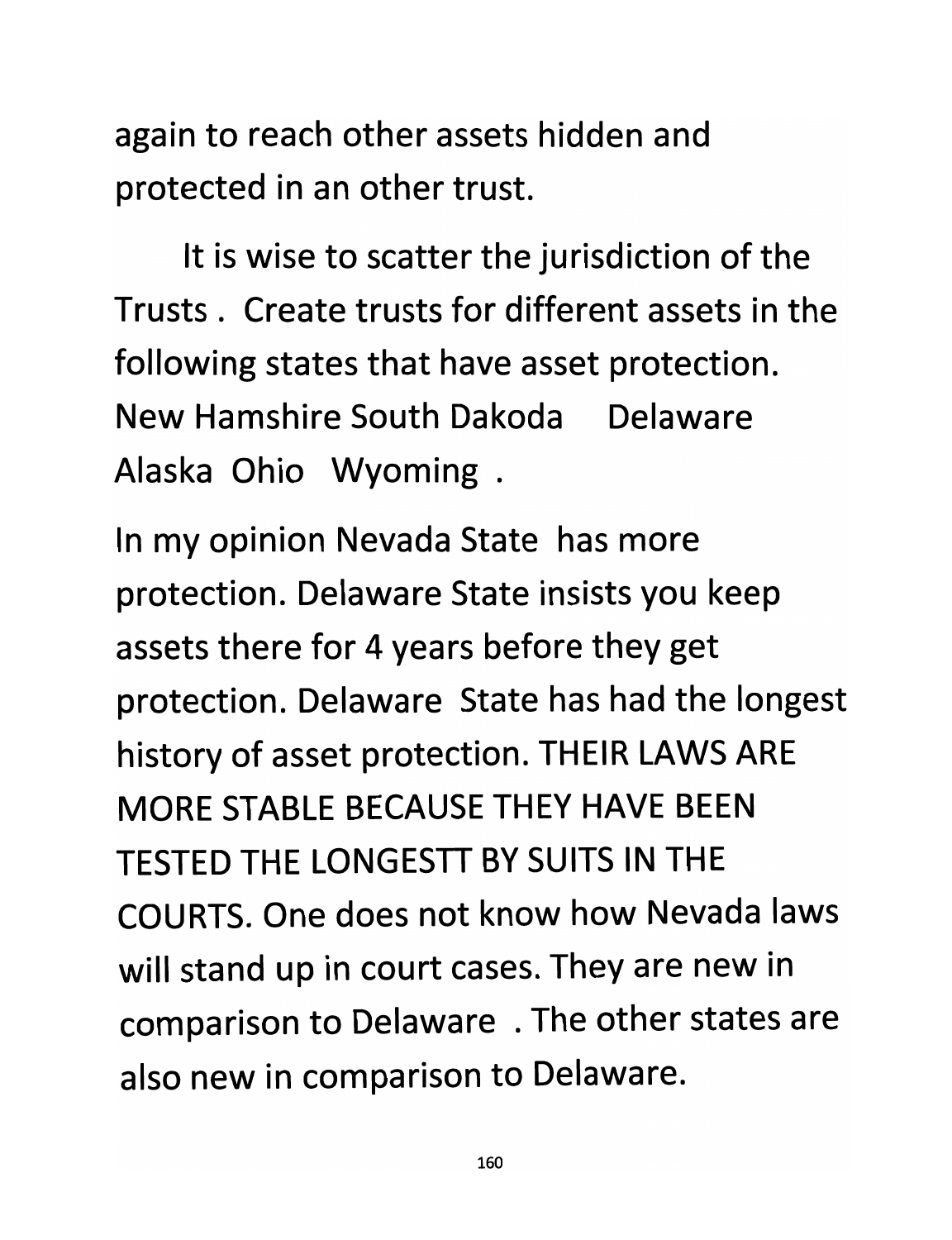again to reach other assets hidden and protected in an other trust.

It is wise to scatter the jurisdiction of the Trusts . Create trusts for different assets in the following states that have asset protection. New Hamshire South Dakoda Delaware Alaska Ohio Wyoming .

In my opinion Nevada State has more protection. Delaware State insists you keep assets there for 4 years before they get protection. Delaware State has had the longest history of asset protection. THEIR LAWS ARE MORE STABLE BECAUSE THEY HAVE BEEN TESTED THE LONGESTT BY SUITS IN THE COURTS. One does not know how Nevada laws will stand up in court cases. They are new in comparison to Delaware . The other states are also new in comparison to Delaware.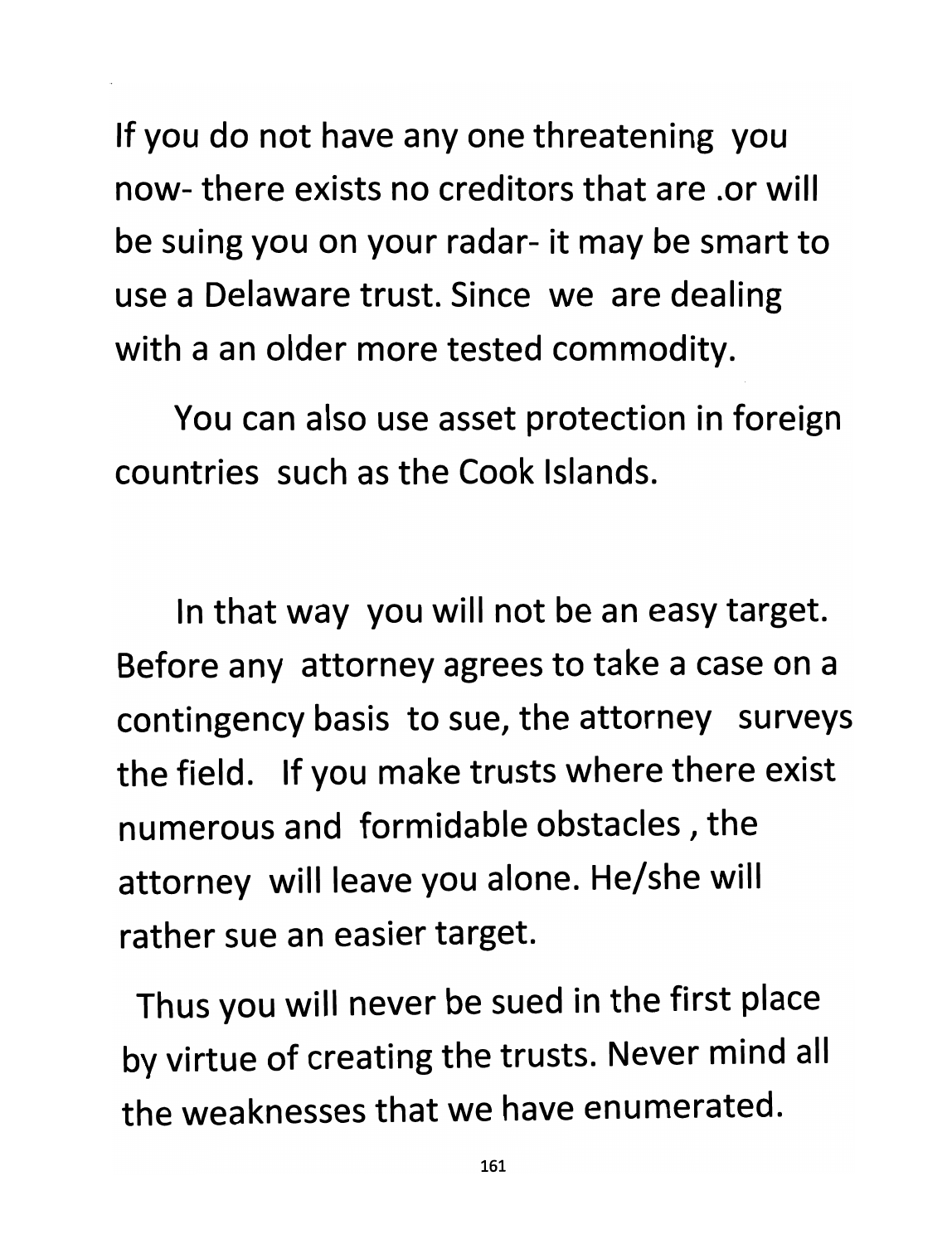If you do not have any one threatening you now- there exists no creditors that are .or will be suing you on your radar- it may be smart to use a Delaware trust. Since we are dealing with a an older more tested commodity.

You can also use asset protection in foreign countries such as the Cook Islands.

In that way you will not be an easy target. Before any attorney agrees to take a case on a contingency basis to sue, the attorney surveys the field. If you make trusts where there exist numerous and formidable obstacles , the attorney will leave you alone. He/she will rather sue an easier target.

Thus you will never be sued in the first place by virtue of creating the trusts. Never mind all the weaknesses that we have enumerated.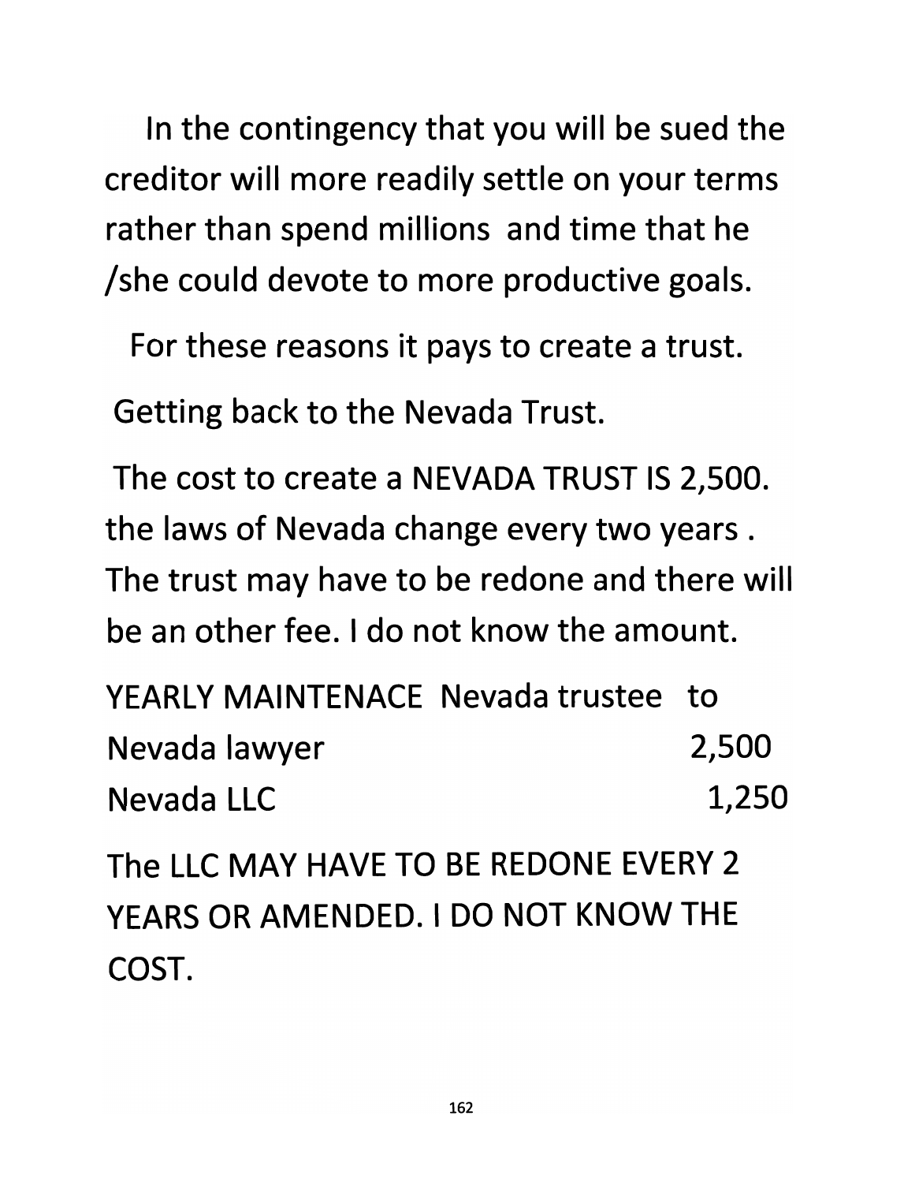In the contingency that you will be sued the creditor will more readily settle on your terms rather than spend millions and time that he /she could devote to more productive goals.

For these reasons it pays to create a trust.

Getting back to the Nevada Trust.

The cost to create a NEVADA TRUST IS 2,500. the laws of Nevada change every two years . The trust may have to be redone and there will be an other fee. I do not know the amount.

| YEARLY MAINTENACE Nevada trustee to | |
|---|---|
| Nevada lawyer | 2,500 |
| Nevada LLC | 1,250 |

The LLC MAY HAVE TO BE REDONE EVERY 2 YEARS OR AMENDED. I DO NOT KNOW THE COST.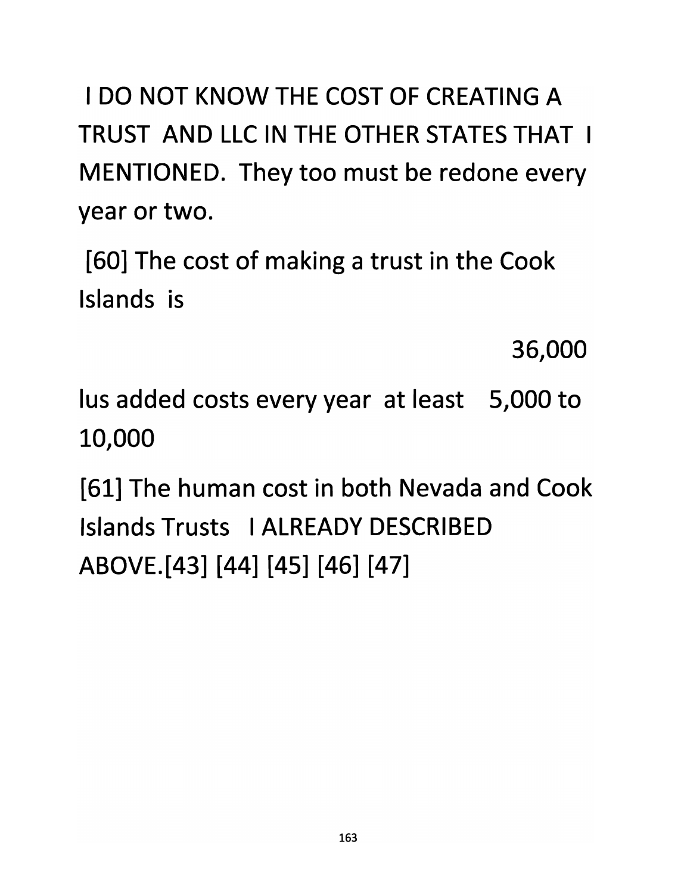I DO NOT KNOW THE COST OF CREATING A TRUST AND LLC IN THE OTHER STATES THAT I MENTIONED. They too must be redone every year or two.

[60] The cost of making a trust in the Cook Islands is

36,000

lus added costs every year at least 5,000 to 10,000

[61] The human cost in both Nevada and Cook Islands Trusts I ALREADY DESCRIBED ABOVE.[43] [44] [45] [46] [47]